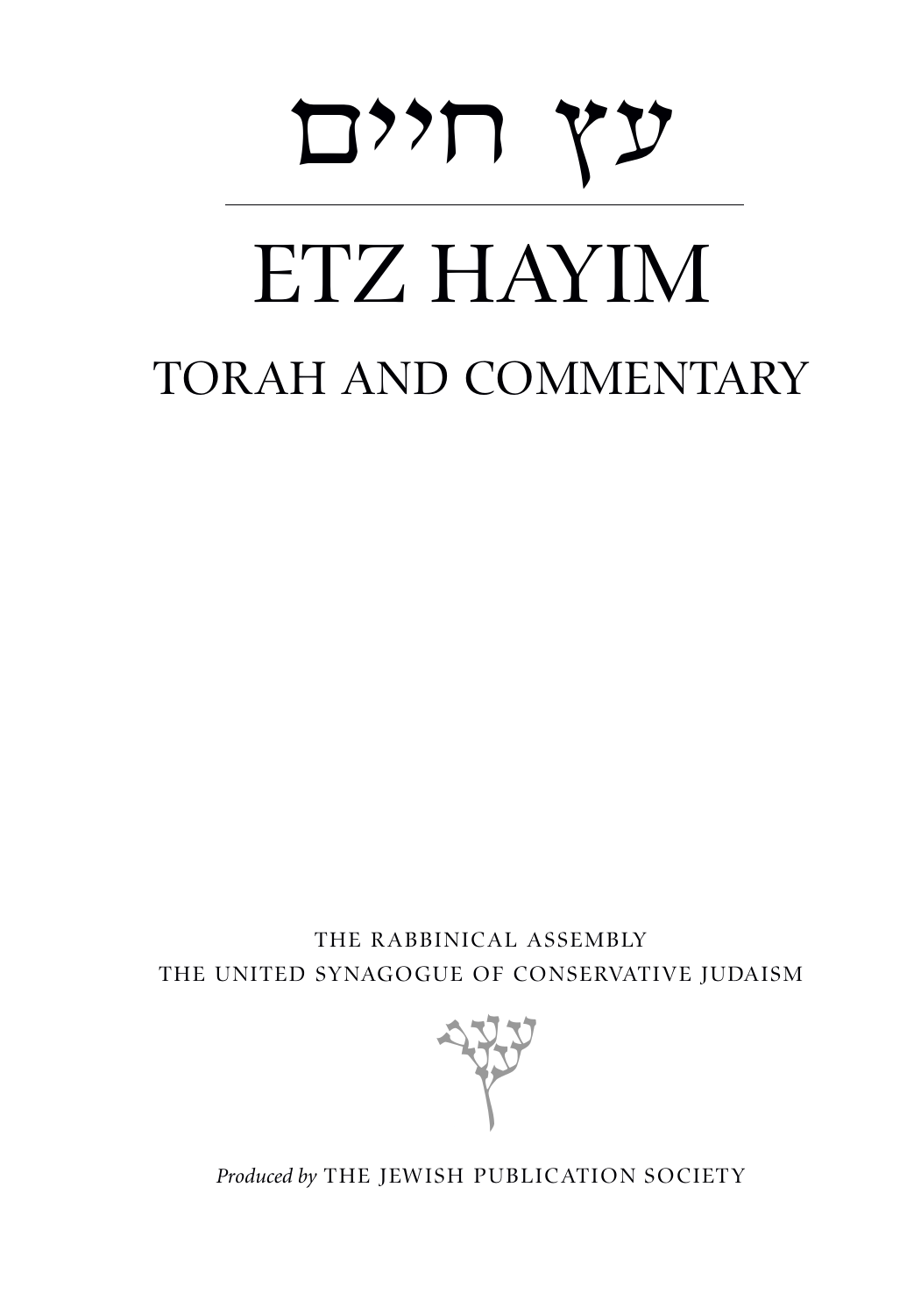# עץ חיים

# ETZ HAYIM

## TORAH AND COMMENTARY

THE RABBINICAL ASSEMBLY
THE UNITED SYNAGOGUE OF CONSERVATIVE JUDAISM

*Produced by* THE JEWISH PUBLICATION SOCIETY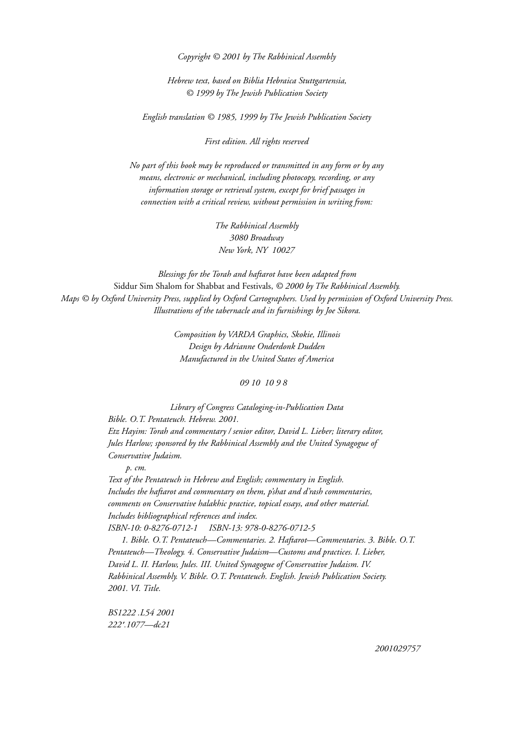*Copyright © 2001 by The Rabbinical Assembly*

*Hebrew text, based on Biblia Hebraica Stuttgartensia,*
*© 1999 by The Jewish Publication Society*

*English translation © 1985, 1999 by The Jewish Publication Society*

*First edition. All rights reserved*

*No part of this book may be reproduced or transmitted in any form or by any means, electronic or mechanical, including photocopy, recording, or any information storage or retrieval system, except for brief passages in connection with a critical review, without permission in writing from:*

*The Rabbinical Assembly*
*3080 Broadway*
*New York, NY 10027*

*Blessings for the Torah and haftarot have been adapted from*
Siddur Sim Shalom for Shabbat and Festivals, *© 2000 by The Rabbinical Assembly.*
*Maps © by Oxford University Press, supplied by Oxford Cartographers. Used by permission of Oxford University Press.*
*Illustrations of the tabernacle and its furnishings by Joe Sikora.*

*Composition by VARDA Graphics, Skokie, Illinois*
*Design by Adrianne Onderdonk Dudden*
*Manufactured in the United States of America*

*09 10 10 9 8*

*Library of Congress Cataloging-in-Publication Data*
*Bible. O.T. Pentateuch. Hebrew. 2001.*
*Etz Hayim: Torah and commentary / senior editor, David L. Lieber; literary editor, Jules Harlow; sponsored by the Rabbinical Assembly and the United Synagogue of Conservative Judaism.*
*p. cm.*
*Text of the Pentateuch in Hebrew and English; commentary in English.*
*Includes the haftarot and commentary on them, p'shat and d'rash commentaries, comments on Conservative halakhic practice, topical essays, and other material.*
*Includes bibliographical references and index.*
*ISBN-10: 0-8276-0712-1 ISBN-13: 978-0-8276-0712-5*
*1. Bible. O.T. Pentateuch—Commentaries. 2. Haftarot—Commentaries. 3. Bible. O.T. Pentateuch—Theology. 4. Conservative Judaism—Customs and practices. I. Lieber, David L. II. Harlow, Jules. III. United Synagogue of Conservative Judaism. IV. Rabbinical Assembly. V. Bible. O.T. Pentateuch. English. Jewish Publication Society. 2001. VI. Title.*

*BS1222 .L54 2001*
*222′.1077—dc21*

*2001029757*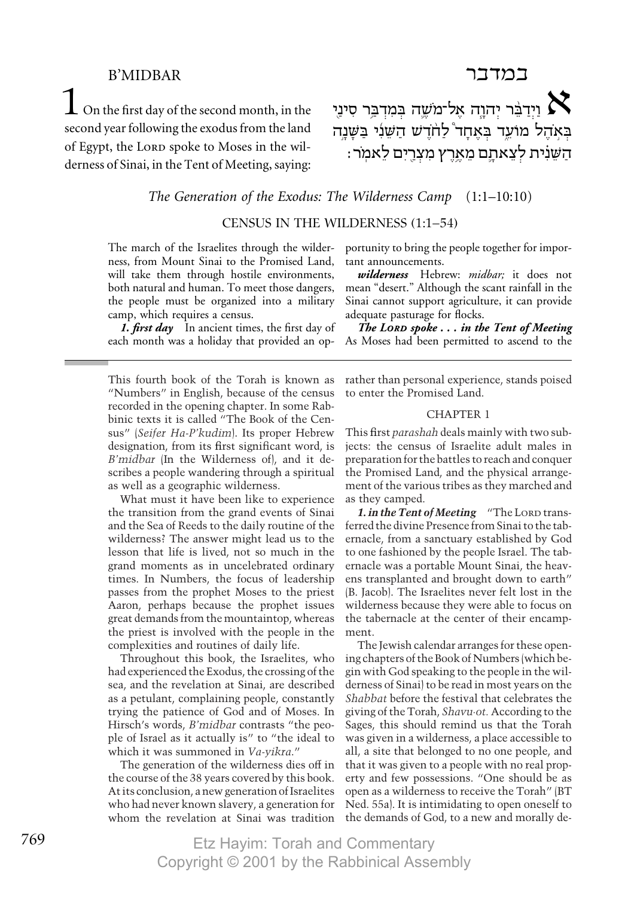# B'MIDBAR — במדבר

**1** On the first day of the second month, in the second year following the exodus from the land of Egypt, the LORD spoke to Moses in the wilderness of Sinai, in the Tent of Meeting, saying:

**א** וַיְדַבֵּ֨ר יְהוָ֧ה אֶל־מֹשֶׁ֛ה בְּמִדְבַּ֥ר סִינַ֖י בְּאֹ֣הֶל מוֹעֵ֑ד בְּאֶחָד֩ לַחֹ֨דֶשׁ הַשֵּׁנִ֜י בַּשָּׁנָ֣ה הַשֵּׁנִ֗ית לְצֵאתָ֛ם מֵאֶ֥רֶץ מִצְרַ֖יִם לֵאמֹֽר׃

## *The Generation of the Exodus: The Wilderness Camp* (1:1–10:10)

### CENSUS IN THE WILDERNESS (1:1–54)

The march of the Israelites through the wilderness, from Mount Sinai to the Promised Land, will take them through hostile environments, both natural and human. To meet those dangers, the people must be organized into a military camp, which requires a census.

***1. first day*** In ancient times, the first day of each month was a holiday that provided an opportunity to bring the people together for important announcements.

***wilderness*** Hebrew: *midbar;* it does not mean "desert." Although the scant rainfall in the Sinai cannot support agriculture, it can provide adequate pasturage for flocks.

***The LORD spoke . . . in the Tent of Meeting*** As Moses had been permitted to ascend to the

---

This fourth book of the Torah is known as "Numbers" in English, because of the census recorded in the opening chapter. In some Rabbinic texts it is called "The Book of the Census" (*Seifer Ha-P'kudim*). Its proper Hebrew designation, from its first significant word, is *B'midbar* (In the Wilderness of), and it describes a people wandering through a spiritual as well as a geographic wilderness.

What must it have been like to experience the transition from the grand events of Sinai and the Sea of Reeds to the daily routine of the wilderness? The answer might lead us to the lesson that life is lived, not so much in the grand moments as in uncelebrated ordinary times. In Numbers, the focus of leadership passes from the prophet Moses to the priest Aaron, perhaps because the prophet issues great demands from the mountaintop, whereas the priest is involved with the people in the complexities and routines of daily life.

Throughout this book, the Israelites, who had experienced the Exodus, the crossing of the sea, and the revelation at Sinai, are described as a petulant, complaining people, constantly trying the patience of God and of Moses. In Hirsch's words, *B'midbar* contrasts "the people of Israel as it actually is" to "the ideal to which it was summoned in *Va-yikra*."

The generation of the wilderness dies off in the course of the 38 years covered by this book. At its conclusion, a new generation of Israelites who had never known slavery, a generation for whom the revelation at Sinai was tradition rather than personal experience, stands poised to enter the Promised Land.

#### CHAPTER 1

This first *parashah* deals mainly with two subjects: the census of Israelite adult males in preparation for the battles to reach and conquer the Promised Land, and the physical arrangement of the various tribes as they marched and as they camped.

***1. in the Tent of Meeting*** "The LORD transferred the divine Presence from Sinai to the tabernacle, from a sanctuary established by God to one fashioned by the people Israel. The tabernacle was a portable Mount Sinai, the heavens transplanted and brought down to earth" (B. Jacob). The Israelites never felt lost in the wilderness because they were able to focus on the tabernacle at the center of their encampment.

The Jewish calendar arranges for these opening chapters of the Book of Numbers (which begin with God speaking to the people in the wilderness of Sinai) to be read in most years on the *Shabbat* before the festival that celebrates the giving of the Torah, *Shavu·ot.* According to the Sages, this should remind us that the Torah was given in a wilderness, a place accessible to all, a site that belonged to no one people, and that it was given to a people with no real property and few possessions. "One should be as open as a wilderness to receive the Torah" (BT Ned. 55a). It is intimidating to open oneself to the demands of God, to a new and morally de-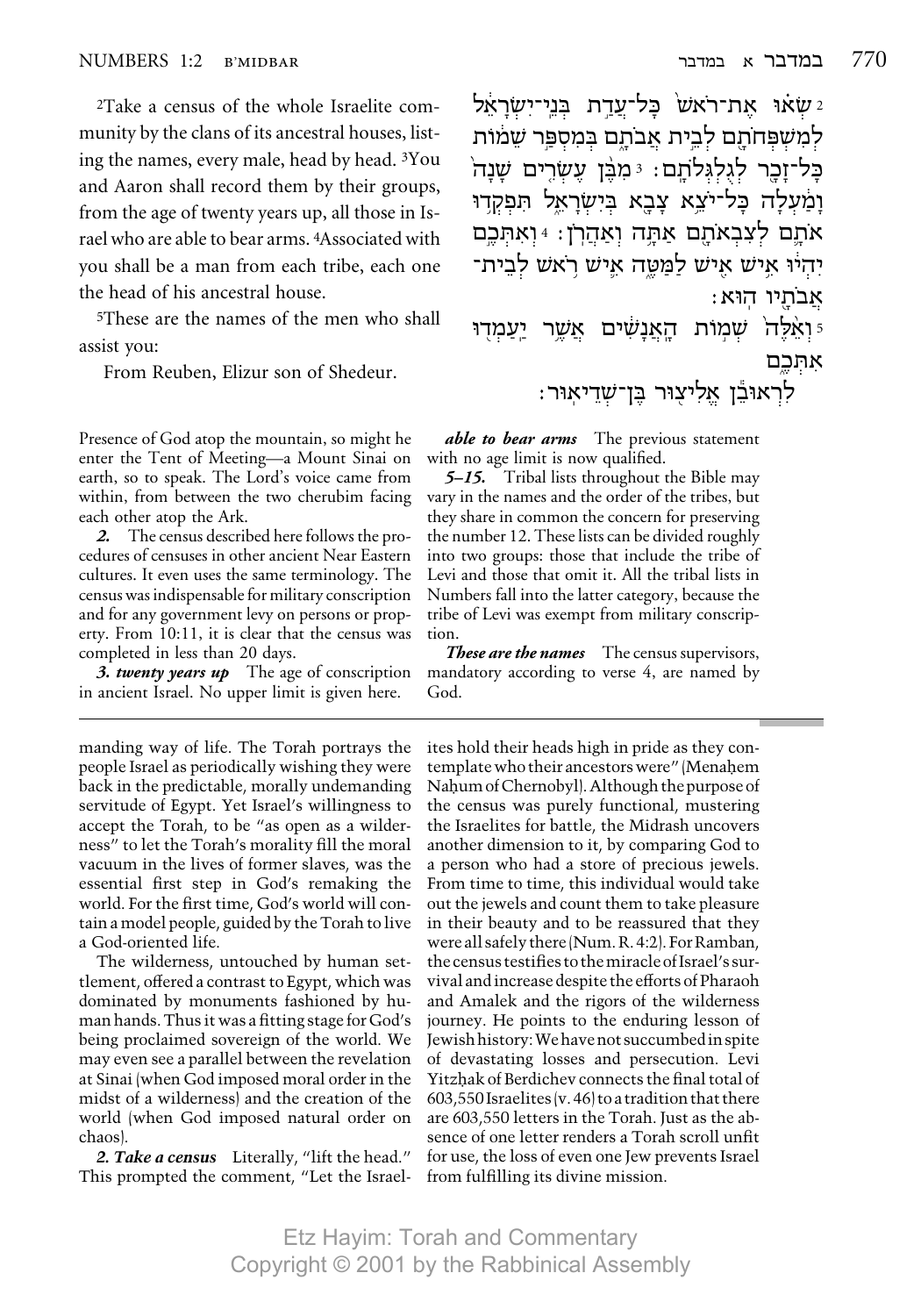[2]Take a census of the whole Israelite community by the clans of its ancestral houses, listing the names, every male, head by head. [3]You and Aaron shall record them by their groups, from the age of twenty years up, all those in Israel who are able to bear arms. [4]Associated with you shall be a man from each tribe, each one the head of his ancestral house.

[5]These are the names of the men who shall assist you:

From Reuben, Elizur son of Shedeur.

2 שְׂא֗וּ אֶת־רֹאשׁ֙ כָּל־עֲדַ֣ת בְּנֵֽי־יִשְׂרָאֵ֔ל לְמִשְׁפְּחֹתָ֖ם לְבֵ֣ית אֲבֹתָ֑ם בְּמִסְפַּ֣ר שֵׁמ֔וֹת כָּל־זָכָ֖ר לְגֻלְגְּלֹתָֽם׃ 3 מִבֶּ֨ן עֶשְׂרִ֤ים שָׁנָה֙ וָמַ֔עְלָה כָּל־יֹצֵ֥א צָבָ֖א בְּיִשְׂרָאֵ֑ל תִּפְקְד֥וּ אֹתָ֛ם לְצִבְאֹתָ֖ם אַתָּ֥ה וְאַהֲרֹֽן׃ 4 וְאִתְּכֶ֣ם יִהְי֔וּ אִ֥ישׁ אִ֖ישׁ לַמַּטֶּ֑ה אִ֛ישׁ רֹ֥אשׁ לְבֵית־אֲבֹתָ֖יו הֽוּא׃

5 וְאֵ֙לֶּה֙ שְׁמ֣וֹת הָֽאֲנָשִׁ֔ים אֲשֶׁ֥ר יַֽעַמְד֖וּ אִתְּכֶ֑ם

לִרְאוּבֵ֕ן אֱלִיצ֖וּר בֶּן־שְׁדֵיאֽוּר׃

Presence of God atop the mountain, so might he enter the Tent of Meeting—a Mount Sinai on earth, so to speak. The Lord's voice came from within, from between the two cherubim facing each other atop the Ark.

***2.*** The census described here follows the procedures of censuses in other ancient Near Eastern cultures. It even uses the same terminology. The census was indispensable for military conscription and for any government levy on persons or property. From 10:11, it is clear that the census was completed in less than 20 days.

***3. twenty years up*** The age of conscription in ancient Israel. No upper limit is given here.

***able to bear arms*** The previous statement with no age limit is now qualified.

***5–15.*** Tribal lists throughout the Bible may vary in the names and the order of the tribes, but they share in common the concern for preserving the number 12. These lists can be divided roughly into two groups: those that include the tribe of Levi and those that omit it. All the tribal lists in Numbers fall into the latter category, because the tribe of Levi was exempt from military conscription.

***These are the names*** The census supervisors, mandatory according to verse 4, are named by God.

---

manding way of life. The Torah portrays the people Israel as periodically wishing they were back in the predictable, morally undemanding servitude of Egypt. Yet Israel's willingness to accept the Torah, to be "as open as a wilderness" to let the Torah's morality fill the moral vacuum in the lives of former slaves, was the essential first step in God's remaking the world. For the first time, God's world will contain a model people, guided by the Torah to live a God-oriented life.

The wilderness, untouched by human settlement, offered a contrast to Egypt, which was dominated by monuments fashioned by human hands. Thus it was a fitting stage for God's being proclaimed sovereign of the world. We may even see a parallel between the revelation at Sinai (when God imposed moral order in the midst of a wilderness) and the creation of the world (when God imposed natural order on chaos).

***2. Take a census*** Literally, "lift the head." This prompted the comment, "Let the Israelites hold their heads high in pride as they contemplate who their ancestors were" (Menaḥem Naḥum of Chernobyl). Although the purpose of the census was purely functional, mustering the Israelites for battle, the Midrash uncovers another dimension to it, by comparing God to a person who had a store of precious jewels. From time to time, this individual would take out the jewels and count them to take pleasure in their beauty and to be reassured that they were all safely there (Num. R. 4:2). For Ramban, the census testifies to the miracle of Israel's survival and increase despite the efforts of Pharaoh and Amalek and the rigors of the wilderness journey. He points to the enduring lesson of Jewish history: We have not succumbed in spite of devastating losses and persecution. Levi Yitzḥak of Berdichev connects the final total of 603,550 Israelites (v. 46) to a tradition that there are 603,550 letters in the Torah. Just as the absence of one letter renders a Torah scroll unfit for use, the loss of even one Jew prevents Israel from fulfilling its divine mission.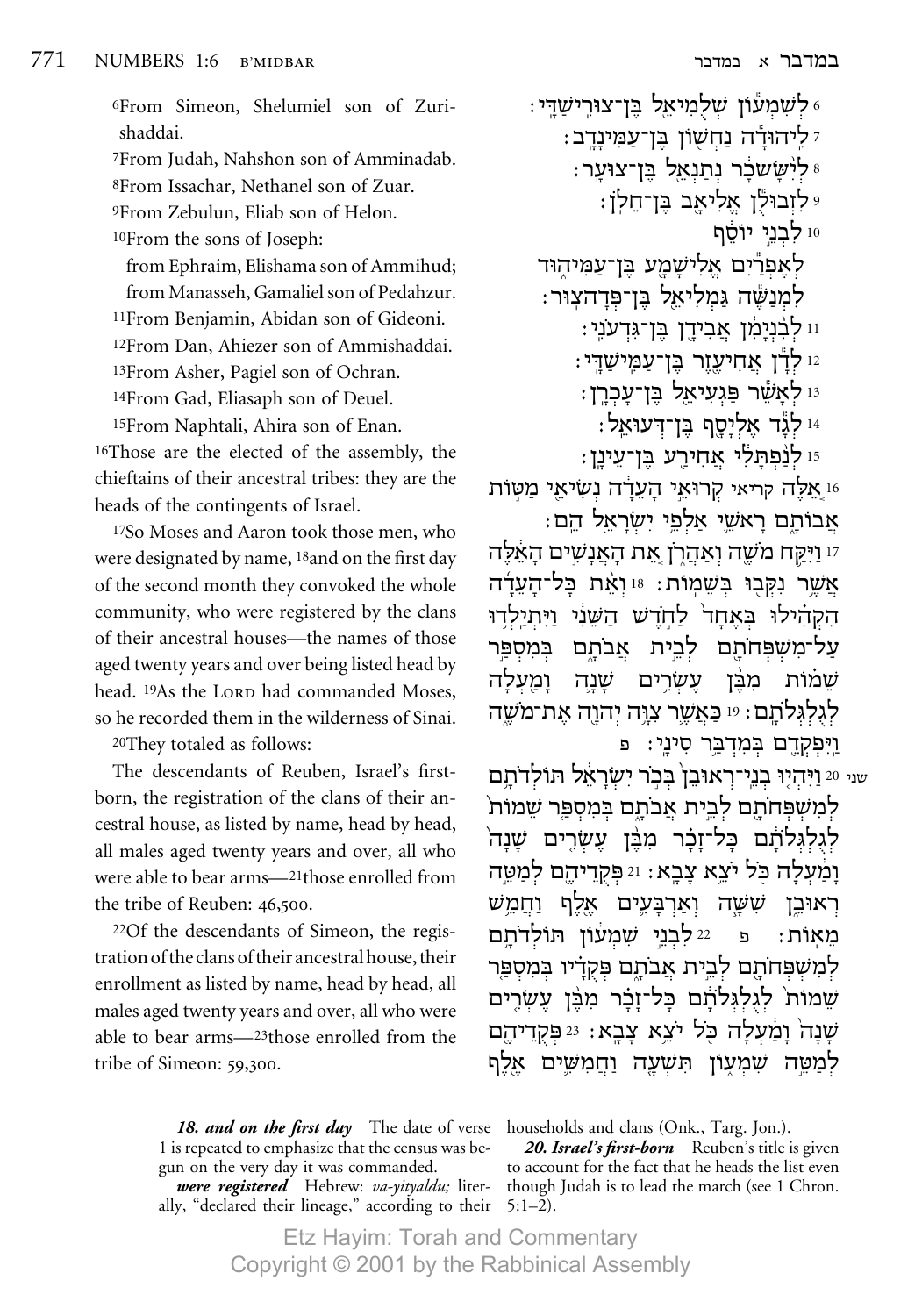[6]From Simeon, Shelumiel son of Zurishaddai.

[7]From Judah, Nahshon son of Amminadab.

[8]From Issachar, Nethanel son of Zuar.

[9]From Zebulun, Eliab son of Helon.

[10]From the sons of Joseph:

from Ephraim, Elishama son of Ammihud;
from Manasseh, Gamaliel son of Pedahzur.

[11]From Benjamin, Abidan son of Gideoni.

[12]From Dan, Ahiezer son of Ammishaddai.

[13]From Asher, Pagiel son of Ochran.

[14]From Gad, Eliasaph son of Deuel.

[15]From Naphtali, Ahira son of Enan.

[16]Those are the elected of the assembly, the chieftains of their ancestral tribes: they are the heads of the contingents of Israel.

[17]So Moses and Aaron took those men, who were designated by name, [18]and on the first day of the second month they convoked the whole community, who were registered by the clans of their ancestral houses—the names of those aged twenty years and over being listed head by head. [19]As the LORD had commanded Moses, so he recorded them in the wilderness of Sinai.

[20]They totaled as follows:

The descendants of Reuben, Israel's first-born, the registration of the clans of their ancestral house, as listed by name, head by head, all males aged twenty years and over, all who were able to bear arms—[21]those enrolled from the tribe of Reuben: 46,500.

[22]Of the descendants of Simeon, the registration of the clans of their ancestral house, their enrollment as listed by name, head by head, all males aged twenty years and over, all who were able to bear arms—[23]those enrolled from the tribe of Simeon: 59,300.

6 לְשִׁמְע֕וֹן שְֽׁלֻמִיאֵ֖ל בֶּן־צוּרִֽישַׁדָּֽי׃
7 לִֽיהוּדָ֕ה נַחְשׁ֖וֹן בֶּן־עַמִּֽינָדָֽב׃
8 לְיִ֨שָּׂשכָ֔ר נְתַנְאֵ֖ל בֶּן־צוּעָֽר׃
9 לִזְבוּלֻ֕ן אֱלִיאָ֖ב בֶּן־חֵלֹֽן׃
10 לִבְנֵ֣י יוֹסֵ֔ף
לְאֶפְרַ֕יִם אֱלִישָׁמָ֖ע בֶּן־עַמִּיה֑וּד
לִמְנַשֶּׁ֕ה גַּמְלִיאֵ֖ל בֶּן־פְּדָהצֽוּר׃
11 לְבִ֨נְיָמִ֔ן אֲבִידָ֖ן בֶּן־גִּדְעֹנִֽי׃
12 לְדָ֕ן אֲחִיעֶ֖זֶר בֶּן־עַמִּישַׁדָּֽי׃
13 לְאָשֵׁ֕ר פַּגְעִיאֵ֖ל בֶּן־עָכְרָֽן׃
14 לְגָ֕ד אֶלְיָסָ֖ף בֶּן־דְּעוּאֵֽל׃
15 לְנַ֨פְתָּלִ֔י אֲחִירַ֖ע בֶּן־עֵינָֽן׃
16 אֵ֚לֶּה קריאי קְרוּאֵ֣י הָֽעֵדָ֔ה נְשִׂיאֵ֖י מַטּ֣וֹת אֲבוֹתָ֑ם רָאשֵׁ֛י אַלְפֵ֥י יִשְׂרָאֵ֖ל הֵֽם׃
17 וַיִּקַּ֥ח מֹשֶׁ֖ה וְאַהֲרֹ֑ן אֵ֚ת הָאֲנָשִׁ֣ים הָאֵ֔לֶּה אֲשֶׁ֥ר נִקְּב֖וּ בְּשֵׁמֽוֹת׃ 18 וְאֵ֨ת כָּל־הָעֵדָ֜ה הִקְהִ֗ילוּ בְּאֶחָד֙ לַחֹ֣דֶשׁ הַשֵּׁנִ֔י וַיִּתְיַלְד֥וּ עַל־מִשְׁפְּחֹתָ֖ם לְבֵ֣ית אֲבֹתָ֑ם בְּמִסְפַּ֣ר שֵׁמ֗וֹת מִבֶּ֨ן עֶשְׂרִ֥ים שָׁנָ֛ה וָמַ֖עְלָה לְגֻלְגְּלֹתָֽם׃ 19 כַּאֲשֶׁ֛ר צִוָּ֥ה יְהוָ֖ה אֶת־מֹשֶׁ֑ה וַֽיִּפְקְדֵ֖ם בְּמִדְבַּ֥ר סִינָֽי׃ פ
שני 20 וַיִּהְי֤וּ בְנֵֽי־רְאוּבֵן֙ בְּכֹ֣ר יִשְׂרָאֵ֔ל תּוֹלְדֹתָ֥ם לְמִשְׁפְּחֹתָ֖ם לְבֵ֣ית אֲבֹתָ֑ם בְּמִסְפַּ֤ר שֵׁמוֹת֙ לְגֻלְגְּלֹתָ֔ם כָּל־זָכָ֗ר מִבֶּ֨ן עֶשְׂרִ֤ים שָׁנָה֙ וָמַ֔עְלָה כֹּ֖ל יֹצֵ֥א צָבָֽא׃ 21 פְּקֻדֵיהֶ֖ם לְמַטֵּ֣ה רְאוּבֵ֑ן שִׁשָּׁ֧ה וְאַרְבָּעִ֛ים אֶ֖לֶף וַחֲמֵ֥שׁ מֵאֽוֹת׃ פ 22 לִבְנֵ֣י שִׁמְע֔וֹן תּוֹלְדֹתָ֥ם לְמִשְׁפְּחֹתָ֖ם לְבֵ֣ית אֲבֹתָ֑ם פְּקֻדָ�that בְּמִסְפַּ֤ר שֵׁמוֹת֙ לְגֻלְגְּלֹתָ֔ם כָּל־זָכָ֗ר מִבֶּ֨ן עֶשְׂרִ֤ים שָׁנָה֙ וָמַ֔עְלָה כֹּ֖ל יֹצֵ֥א צָבָֽא׃ 23 פְּקֻדֵיהֶ֖ם לְמַטֵּ֣ה שִׁמְע֑וֹן תִּשְׁעָ֧ה וַחֲמִשִּׁ֛ים אֶ֖לֶף

***18. and on the first day*** The date of verse 1 is repeated to emphasize that the census was begun on the very day it was commanded.

***were registered*** Hebrew: *va-yityaldu;* literally, "declared their lineage," according to their households and clans (Onk., Targ. Jon.).

***20. Israel's first-born*** Reuben's title is given to account for the fact that he heads the list even though Judah is to lead the march (see 1 Chron. 5:1–2).

Etz Hayim: Torah and Commentary
Copyright © 2001 by the Rabbinical Assembly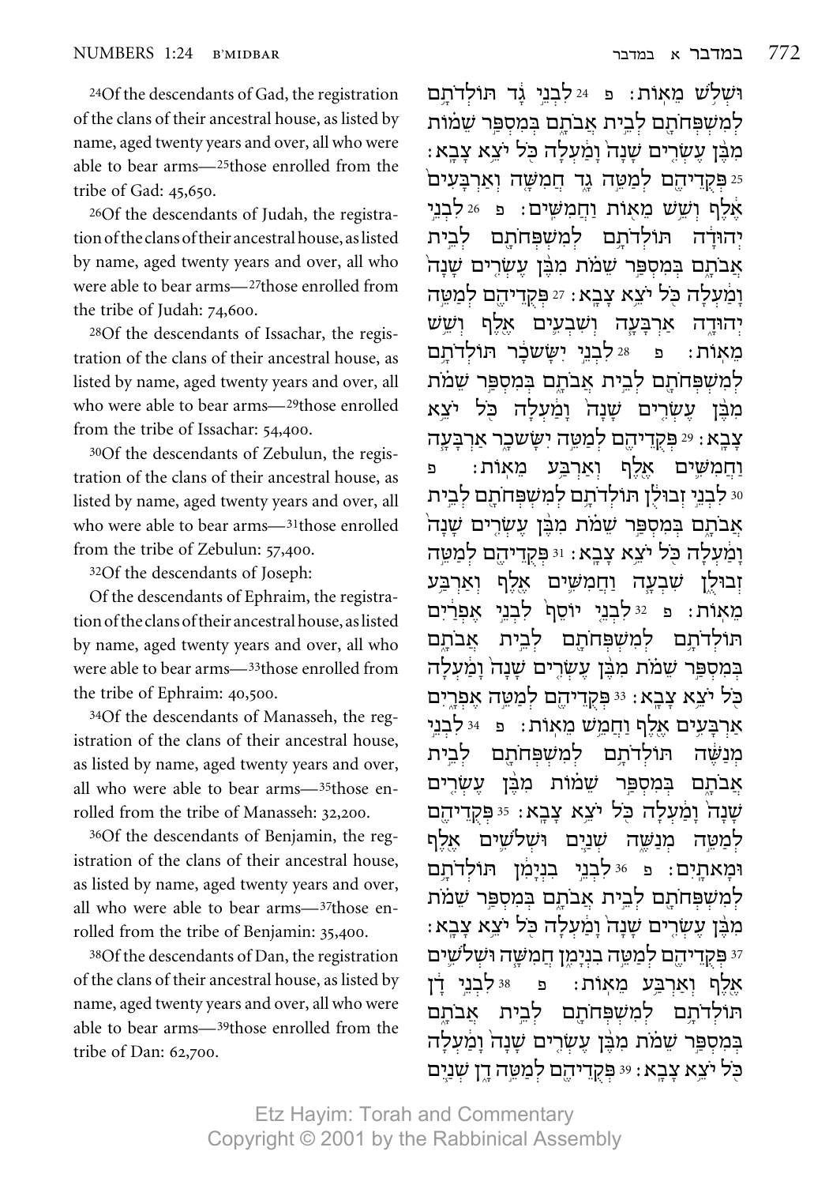[24]Of the descendants of Gad, the registration of the clans of their ancestral house, as listed by name, aged twenty years and over, all who were able to bear arms—[25]those enrolled from the tribe of Gad: 45,650.

[26]Of the descendants of Judah, the registration of the clans of their ancestral house, as listed by name, aged twenty years and over, all who were able to bear arms—[27]those enrolled from the tribe of Judah: 74,600.

[28]Of the descendants of Issachar, the registration of the clans of their ancestral house, as listed by name, aged twenty years and over, all who were able to bear arms—[29]those enrolled from the tribe of Issachar: 54,400.

[30]Of the descendants of Zebulun, the registration of the clans of their ancestral house, as listed by name, aged twenty years and over, all who were able to bear arms—[31]those enrolled from the tribe of Zebulun: 57,400.

[32]Of the descendants of Joseph:

Of the descendants of Ephraim, the registration of the clans of their ancestral house, as listed by name, aged twenty years and over, all who were able to bear arms—[33]those enrolled from the tribe of Ephraim: 40,500.

[34]Of the descendants of Manasseh, the registration of the clans of their ancestral house, as listed by name, aged twenty years and over, all who were able to bear arms—[35]those enrolled from the tribe of Manasseh: 32,200.

[36]Of the descendants of Benjamin, the registration of the clans of their ancestral house, as listed by name, aged twenty years and over, all who were able to bear arms—[37]those enrolled from the tribe of Benjamin: 35,400.

[38]Of the descendants of Dan, the registration of the clans of their ancestral house, as listed by name, aged twenty years and over, all who were able to bear arms—[39]those enrolled from the tribe of Dan: 62,700.

וּשְׁלֹ֥שׁ מֵאֽוֹת׃ פ [24] לִבְנֵ֣י גָ֔ד תּוֹלְדֹתָ֥ם לְמִשְׁפְּחֹתָ֖ם לְבֵ֣ית אֲבֹתָ֑ם בְּמִסְפַּ֣ר שֵׁמ֗וֹת מִבֶּ֨ן עֶשְׂרִ֤ים שָׁנָה֙ וָמַ֔עְלָה כֹּ֖ל יֹצֵ֥א צָבָֽא׃ [25] פְּקֻדֵיהֶ֖ם לְמַטֵּ֣ה גָ֑ד חֲמִשָּׁ֨ה וְאַרְבָּעִ֜ים אֶ֗לֶף וְשֵׁ֥שׁ מֵא֖וֹת וַחֲמִשִּֽׁים׃ פ [26] לִבְנֵ֣י יְהוּדָ֔ה תּוֹלְדֹתָ֥ם לְמִשְׁפְּחֹתָ֖ם לְבֵ֣ית אֲבֹתָ֑ם בְּמִסְפַּ֣ר שֵׁמֹ֗ת מִבֶּ֨ן עֶשְׂרִ֤ים שָׁנָה֙ וָמַ֔עְלָה כֹּ֖ל יֹצֵ֥א צָבָֽא׃ [27] פְּקֻדֵיהֶ֖ם לְמַטֵּ֣ה יְהוּדָ֑ה אַרְבָּעָ֧ה וְשִׁבְעִ֛ים אֶ֖לֶף וְשֵׁ֥שׁ מֵאֽוֹת׃ פ [28] לִבְנֵ֣י יִשָּׂשכָ֔ר תּוֹלְדֹתָ֥ם לְמִשְׁפְּחֹתָ֖ם לְבֵ֣ית אֲבֹתָ֑ם בְּמִסְפַּ֣ר שֵׁמֹ֗ת מִבֶּ֨ן עֶשְׂרִ֤ים שָׁנָה֙ וָמַ֔עְלָה כֹּ֖ל יֹצֵ֥א צָבָֽא׃ [29] פְּקֻדֵיהֶ֖ם לְמַטֵּ֣ה יִשָּׂשכָ֑ר אַרְבָּעָ֧ה וַחֲמִשִּׁ֛ים אֶ֖לֶף וְאַרְבַּ֥ע מֵאֽוֹת׃ פ [30] לִבְנֵ֣י זְבוּלֻ֔ן תּוֹלְדֹתָ֥ם לְמִשְׁפְּחֹתָ֖ם לְבֵ֣ית אֲבֹתָ֑ם בְּמִסְפַּ֣ר שֵׁמֹ֗ת מִבֶּ֨ן עֶשְׂרִ֤ים שָׁנָה֙ וָמַ֔עְלָה כֹּ֖ל יֹצֵ֥א צָבָֽא׃ [31] פְּקֻדֵיהֶ֖ם לְמַטֵּ֣ה זְבוּלֻ֑ן שִׁבְעָ֧ה וַחֲמִשִּׁ֛ים אֶ֖לֶף וְאַרְבַּ֥ע מֵאֽוֹת׃ פ [32] לִבְנֵ֤י יוֹסֵף֙ לִבְנֵ֣י אֶפְרַ֔יִם תּוֹלְדֹתָ֥ם לְמִשְׁפְּחֹתָ֖ם לְבֵ֣ית אֲבֹתָ֑ם בְּמִסְפַּ֣ר שֵׁמֹ֗ת מִבֶּ֨ן עֶשְׂרִ֤ים שָׁנָה֙ וָמַ֔עְלָה כֹּ֖ל יֹצֵ֥א צָבָֽא׃ [33] פְּקֻדֵיהֶ֖ם לְמַטֵּ֣ה אֶפְרָ֑יִם אַרְבָּעִ֥ים אֶ֖לֶף וַחֲמֵ֥שׁ מֵאֽוֹת׃ פ [34] לִבְנֵ֣י מְנַשֶּׁ֔ה תּוֹלְדֹתָ֥ם לְמִשְׁפְּחֹתָ֖ם לְבֵ֣ית אֲבֹתָ֑ם בְּמִסְפַּ֣ר שֵׁמ֗וֹת מִבֶּ֨ן עֶשְׂרִ֤ים שָׁנָה֙ וָמַ֔עְלָה כֹּ֖ל יֹצֵ֥א צָבָֽא׃ [35] פְּקֻדֵיהֶ֖ם לְמַטֵּ֣ה מְנַשֶּׁ֑ה שְׁנַ֧יִם וּשְׁלֹשִׁ֛ים אֶ֖לֶף וּמָאתָֽיִם׃ פ [36] לִבְנֵ֣י בִנְיָמִ֔ן תּוֹלְדֹתָ֥ם לְמִשְׁפְּחֹתָ֖ם לְבֵ֣ית אֲבֹתָ֑ם בְּמִסְפַּ֣ר שֵׁמֹ֗ת מִבֶּ֨ן עֶשְׂרִ֤ים שָׁנָה֙ וָמַ֔עְלָה כֹּ֖ל יֹצֵ֥א צָבָֽא׃ [37] פְּקֻדֵיהֶ֖ם לְמַטֵּ֣ה בִנְיָמִ֑ן חֲמִשָּׁ֧ה וּשְׁלֹשִׁ֛ים אֶ֖לֶף וְאַרְבַּ֥ע מֵאֽוֹת׃ פ [38] לִבְנֵ֣י דָ֔ן תּוֹלְדֹתָ֥ם לְמִשְׁפְּחֹתָ֖ם לְבֵ֣ית אֲבֹתָ֑ם בְּמִסְפַּ֣ר שֵׁמֹ֗ת מִבֶּ֨ן עֶשְׂרִ֤ים שָׁנָה֙ וָמַ֔עְלָה כֹּ֖ל יֹצֵ֥א צָבָֽא׃ [39] פְּקֻדֵיהֶ֖ם לְמַטֵּ֣ה דָ֑ן שְׁנַ֧יִם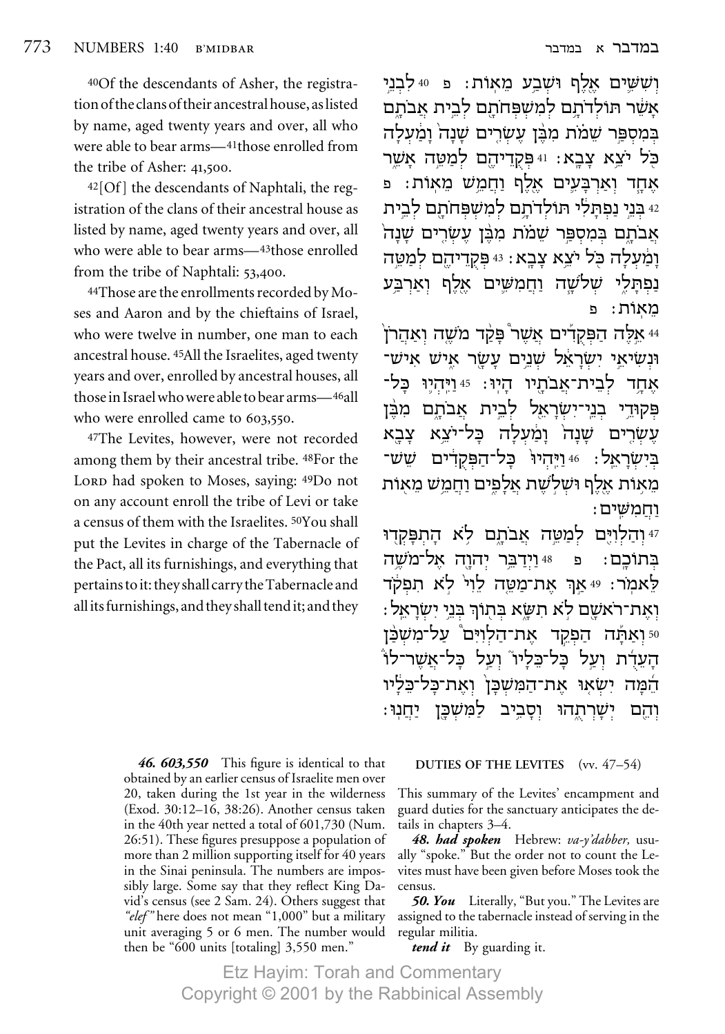[40]Of the descendants of Asher, the registration of the clans of their ancestral house, as listed by name, aged twenty years and over, all who were able to bear arms—[41]those enrolled from the tribe of Asher: 41,500.

[42][Of] the descendants of Naphtali, the registration of the clans of their ancestral house as listed by name, aged twenty years and over, all who were able to bear arms—[43]those enrolled from the tribe of Naphtali: 53,400.

[44]Those are the enrollments recorded by Moses and Aaron and by the chieftains of Israel, who were twelve in number, one man to each ancestral house. [45]All the Israelites, aged twenty years and over, enrolled by ancestral houses, all those in Israel who were able to bear arms—[46]all who were enrolled came to 603,550.

[47]The Levites, however, were not recorded among them by their ancestral tribe. [48]For the LORD had spoken to Moses, saying: [49]Do not on any account enroll the tribe of Levi or take a census of them with the Israelites. [50]You shall put the Levites in charge of the Tabernacle of the Pact, all its furnishings, and everything that pertains to it: they shall carry the Tabernacle and all its furnishings, and they shall tend it; and they

וְשִׁשִּׁים אֶלֶף וּשְׁבַע מֵאוֹת׃ פ 40 לִבְנֵי אָשֵׁר תּוֹלְדֹתָם לְמִשְׁפְּחֹתָם לְבֵית אֲבֹתָם בְּמִסְפַּר שֵׁמֹת מִבֶּן עֶשְׂרִים שָׁנָה וָמַעְלָה כֹּל יֹצֵא צָבָא׃ 41 פְּקֻדֵיהֶם לְמַטֵּה אָשֵׁר אֶחָד וְאַרְבָּעִים אֶלֶף וַחֲמֵשׁ מֵאוֹת׃ פ 42 בְּנֵי נַפְתָּלִי תּוֹלְדֹתָם לְמִשְׁפְּחֹתָם לְבֵית אֲבֹתָם בְּמִסְפַּר שֵׁמֹת מִבֶּן עֶשְׂרִים שָׁנָה וָמַעְלָה כֹּל יֹצֵא צָבָא׃ 43 פְּקֻדֵיהֶם לְמַטֵּה נַפְתָּלִי שְׁלֹשָׁה וַחֲמִשִּׁים אֶלֶף וְאַרְבַּע מֵאוֹת׃ פ

44 אֵלֶּה הַפְּקֻדִים אֲשֶׁר פָּקַד מֹשֶׁה וְאַהֲרֹן וּנְשִׂיאֵי יִשְׂרָאֵל שְׁנֵים עָשָׂר אִישׁ אִישׁ־אֶחָד לְבֵית־אֲבֹתָיו הָיוּ׃ 45 וַיִּהְיוּ כָּל־פְּקוּדֵי בְנֵי־יִשְׂרָאֵל לְבֵית אֲבֹתָם מִבֶּן עֶשְׂרִים שָׁנָה וָמַעְלָה כָּל־יֹצֵא צָבָא בְּיִשְׂרָאֵל׃ 46 וַיִּהְיוּ כָּל־הַפְּקֻדִים שֵׁשׁ־מֵאוֹת אֶלֶף וּשְׁלֹשֶׁת אֲלָפִים וַחֲמֵשׁ מֵאוֹת וַחֲמִשִּׁים׃

47 וְהַלְוִיִּם לְמַטֵּה אֲבֹתָם לֹא הָתְפָּקְדוּ בְּתוֹכָם׃ פ 48 וַיְדַבֵּר יְהוָה אֶל־מֹשֶׁה לֵּאמֹר׃ 49 אַךְ אֶת־מַטֵּה לֵוִי לֹא תִפְקֹד וְאֶת־רֹאשָׁם לֹא תִשָּׂא בְּתוֹךְ בְּנֵי יִשְׂרָאֵל׃ 50 וְאַתָּה הַפְקֵד אֶת־הַלְוִיִּם עַל־מִשְׁכַּן הָעֵדֻת וְעַל כָּל־כֵּלָיו וְעַל כָּל־אֲשֶׁר־לוֹ הֵמָּה יִשְׂאוּ אֶת־הַמִּשְׁכָּן וְאֶת־כָּל־כֵּלָיו וְהֵם יְשָׁרְתֻהוּ וְסָבִיב לַמִּשְׁכָּן יַחֲנוּ׃

***46. 603,550*** This figure is identical to that obtained by an earlier census of Israelite men over 20, taken during the 1st year in the wilderness (Exod. 30:12–16, 38:26). Another census taken in the 40th year netted a total of 601,730 (Num. 26:51). These figures presuppose a population of more than 2 million supporting itself for 40 years in the Sinai peninsula. The numbers are impossibly large. Some say that they reflect King David's census (see 2 Sam. 24). Others suggest that *"elef"* here does not mean "1,000" but a military unit averaging 5 or 6 men. The number would then be "600 units [totaling] 3,550 men."

**DUTIES OF THE LEVITES** (vv. 47–54)

This summary of the Levites' encampment and guard duties for the sanctuary anticipates the details in chapters 3–4.

***48. had spoken*** Hebrew: *va-y'dabber,* usually "spoke." But the order not to count the Levites must have been given before Moses took the census.

***50. You*** Literally, "But you." The Levites are assigned to the tabernacle instead of serving in the regular militia.

***tend it*** By guarding it.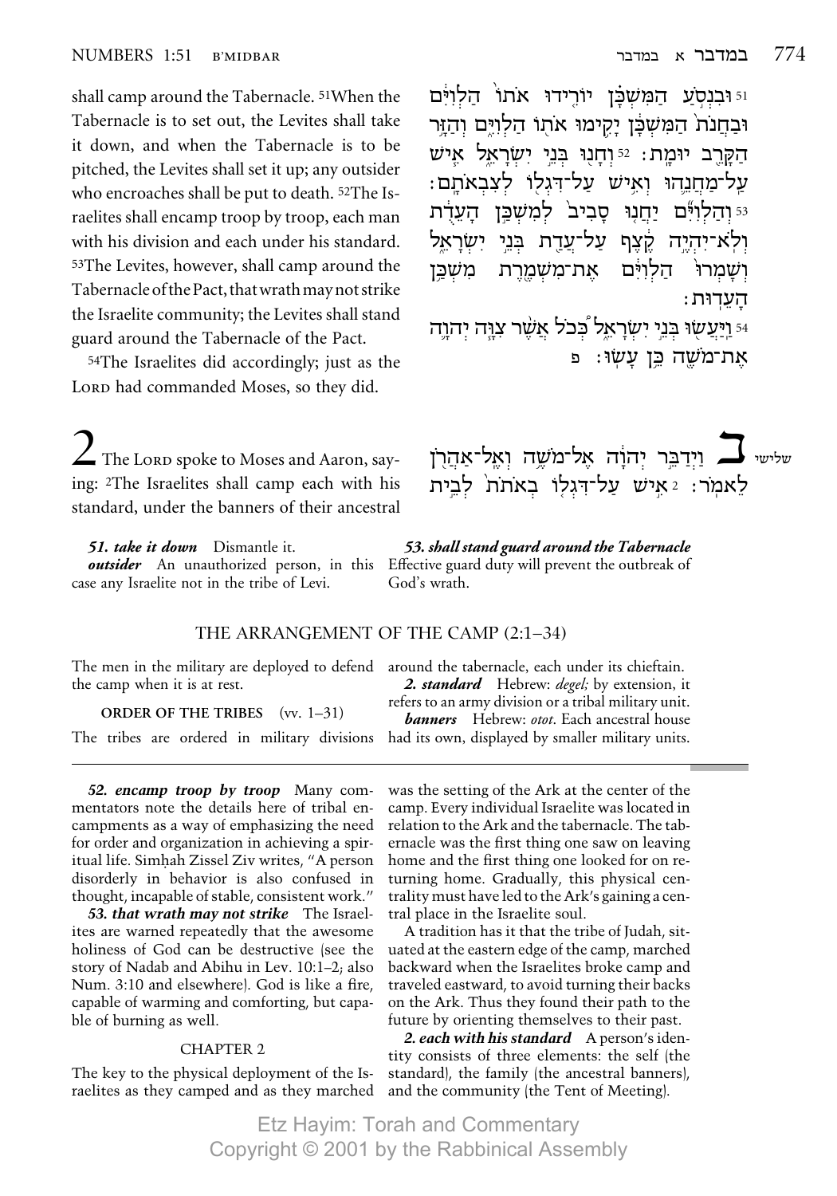shall camp around the Tabernacle. [51]When the Tabernacle is to set out, the Levites shall take it down, and when the Tabernacle is to be pitched, the Levites shall set it up; any outsider who encroaches shall be put to death. [52]The Israelites shall encamp troop by troop, each man with his division and each under his standard. [53]The Levites, however, shall camp around the Tabernacle of the Pact, that wrath may not strike the Israelite community; the Levites shall stand guard around the Tabernacle of the Pact.

[54]The Israelites did accordingly; just as the LORD had commanded Moses, so they did.

51 וּבִנְסֹ֣עַ הַמִּשְׁכָּ֗ן יוֹרִ֤ידוּ אֹתוֹ֙ הַלְוִיִּ֔ם וּבַחֲנֹת֙ הַמִּשְׁכָּ֔ן יָקִ֥ימוּ אֹת֖וֹ הַלְוִיִּ֑ם וְהַזָּ֥ר הַקָּרֵ֖ב יוּמָֽת׃ 52 וְחָנ֖וּ בְּנֵ֣י יִשְׂרָאֵ֑ל אִ֧ישׁ עַֽל־מַחֲנֵ֛הוּ וְאִ֥ישׁ עַל־דִּגְל֖וֹ לְצִבְאֹתָֽם׃ 53 וְהַלְוִיִּ֞ם יַחֲנ֤וּ סָבִיב֙ לְמִשְׁכַּ֣ן הָעֵדֻ֔ת וְלֹא־יִהְיֶ֣ה קֶ֔צֶף עַל־עֲדַ֖ת בְּנֵ֣י יִשְׂרָאֵ֑ל וְשָֽׁמְרוּ֙ הַלְוִיִּ֔ם אֶת־מִשְׁמֶ֖רֶת מִשְׁכַּ֥ן הָעֵדֽוּת׃ 54 וַֽיַּעֲשׂ֖וּ בְּנֵ֣י יִשְׂרָאֵ֑ל כְּ֠כֹל אֲשֶׁ֨ר צִוָּ֧ה יְהוָ֛ה אֶת־מֹשֶׁ֖ה כֵּ֥ן עָשֽׂוּ׃ פ

# 2

The LORD spoke to Moses and Aaron, saying: [2]The Israelites shall camp each with his standard, under the banners of their ancestral

שלישי **ב** וַיְדַבֵּ֣ר יְהוָ֔ה אֶל־מֹשֶׁ֥ה וְאֶֽל־אַהֲרֹ֖ן לֵאמֹֽר׃ 2 אִ֣ישׁ עַל־דִּגְל֤וֹ בְאֹתֹת֙ לְבֵ֣ית

***51. take it down*** Dismantle it.
***outsider*** An unauthorized person, in this case any Israelite not in the tribe of Levi.

***53. shall stand guard around the Tabernacle*** Effective guard duty will prevent the outbreak of God's wrath.

## THE ARRANGEMENT OF THE CAMP (2:1–34)

The men in the military are deployed to defend the camp when it is at rest.

### ORDER OF THE TRIBES (vv. 1–31)

The tribes are ordered in military divisions around the tabernacle, each under its chieftain.

***2. standard*** Hebrew: *degel;* by extension, it refers to an army division or a tribal military unit.
***banners*** Hebrew: *otot*. Each ancestral house had its own, displayed by smaller military units.

---

***52. encamp troop by troop*** Many commentators note the details here of tribal encampments as a way of emphasizing the need for order and organization in achieving a spiritual life. Simḥah Zissel Ziv writes, "A person disorderly in behavior is also confused in thought, incapable of stable, consistent work."

***53. that wrath may not strike*** The Israelites are warned repeatedly that the awesome holiness of God can be destructive (see the story of Nadab and Abihu in Lev. 10:1–2; also Num. 3:10 and elsewhere). God is like a fire, capable of warming and comforting, but capable of burning as well.

### CHAPTER 2

The key to the physical deployment of the Israelites as they camped and as they marched was the setting of the Ark at the center of the camp. Every individual Israelite was located in relation to the Ark and the tabernacle. The tabernacle was the first thing one saw on leaving home and the first thing one looked for on returning home. Gradually, this physical centrality must have led to the Ark's gaining a central place in the Israelite soul.

A tradition has it that the tribe of Judah, situated at the eastern edge of the camp, marched backward when the Israelites broke camp and traveled eastward, to avoid turning their backs on the Ark. Thus they found their path to the future by orienting themselves to their past.

***2. each with his standard*** A person's identity consists of three elements: the self (the standard), the family (the ancestral banners), and the community (the Tent of Meeting).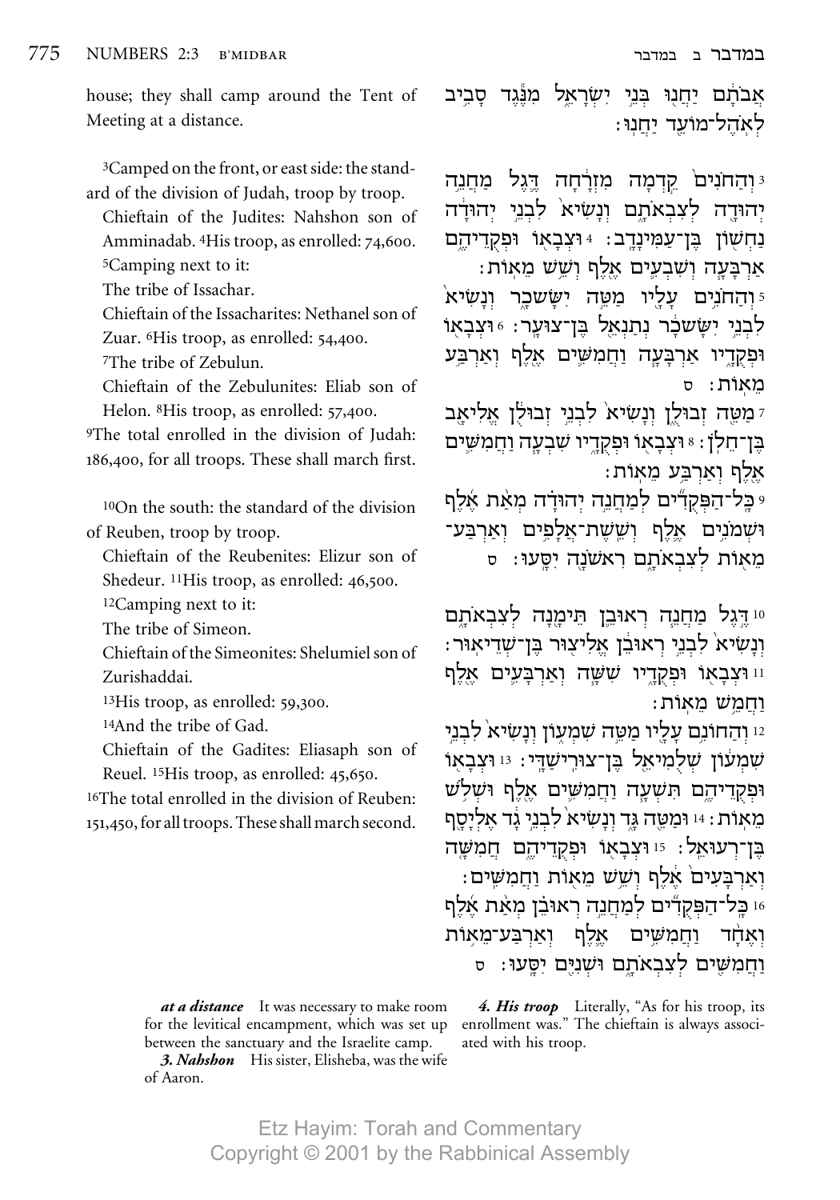house; they shall camp around the Tent of Meeting at a distance.

[3]Camped on the front, or east side: the standard of the division of Judah, troop by troop.

Chieftain of the Judites: Nahshon son of Amminadab. [4]His troop, as enrolled: 74,600.

[5]Camping next to it:

The tribe of Issachar.

Chieftain of the Issacharites: Nethanel son of Zuar. [6]His troop, as enrolled: 54,400.

[7]The tribe of Zebulun.

Chieftain of the Zebulunites: Eliab son of Helon. [8]His troop, as enrolled: 57,400.

[9]The total enrolled in the division of Judah: 186,400, for all troops. These shall march first.

[10]On the south: the standard of the division of Reuben, troop by troop.

Chieftain of the Reubenites: Elizur son of Shedeur. [11]His troop, as enrolled: 46,500.

[12]Camping next to it:

The tribe of Simeon.

Chieftain of the Simeonites: Shelumiel son of Zurishaddai.

[13]His troop, as enrolled: 59,300.

[14]And the tribe of Gad.

Chieftain of the Gadites: Eliasaph son of Reuel. [15]His troop, as enrolled: 45,650.

[16]The total enrolled in the division of Reuben: 151,450, for all troops. These shall march second.

אֲבֹתָ֔ם יַחֲנ֖וּ בְּנֵ֣י יִשְׂרָאֵ֑ל מִנֶּ֕גֶד סָבִ֥יב לְאֹֽהֶל־מוֹעֵ֖ד יַחֲנֽוּ׃

3 וְהַחֹנִים֙ קֵ֣דְמָה מִזְרָ֔חָה דֶּ֛גֶל מַחֲנֵ֥ה יְהוּדָ֖ה לְצִבְאֹתָ֑ם וְנָשִׂיא֙ לִבְנֵ֣י יְהוּדָ֔ה נַחְשׁ֖וֹן בֶּן־עַמִּֽינָדָֽב׃ 4 וּצְבָא֖וֹ וּפְקֻדֵיהֶ֑ם אַרְבָּעָ֧ה וְשִׁבְעִ֛ים אֶ֖לֶף וְשֵׁ֥שׁ מֵאֽוֹת׃

5 וְהַחֹנִ֥ים עָלָ֖יו מַטֵּ֣ה יִשָּׂשכָ֑ר וְנָשִׂיא֙ לִבְנֵ֣י יִשָּׂשכָ֔ר נְתַנְאֵ֖ל בֶּן־צוּעָֽר׃ 6 וּצְבָא֖וֹ וּפְקֻדָ֑יו אַרְבָּעָ֧ה וַחֲמִשִּׁ֛ים אֶ֖לֶף וְאַרְבַּ֥ע מֵאֽוֹת׃ ס

7 מַטֵּ֖ה זְבוּלֻ֑ן וְנָשִׂיא֙ לִבְנֵ֣י זְבוּלֻ֔ן אֱלִיאָ֖ב בֶּן־חֵלֹֽן׃ 8 וּצְבָא֖וֹ וּפְקֻדָ֑יו שִׁבְעָ֧ה וַחֲמִשִּׁ֛ים אֶ֖לֶף וְאַרְבַּ֥ע מֵאֽוֹת׃

9 כָּֽל־הַפְּקֻדִ֞ים לְמַחֲנֵ֣ה יְהוּדָ֗ה מְאַ֨ת אֶ֜לֶף וּשְׁמֹנִ֨ים אֶ֜לֶף וְשֵֽׁשֶׁת־אֲלָפִ֧ים וְאַרְבַּע־מֵא֛וֹת לְצִבְאֹתָ֑ם רִאשֹׁנָ֖ה יִסָּֽעוּ׃ ס

10 דֶּ֣גֶל מַחֲנֵ֧ה רְאוּבֵ֛ן תֵּימָ֖נָה לְצִבְאֹתָ֑ם וְנָשִׂיא֙ לִבְנֵ֣י רְאוּבֵ֔ן אֱלִיצ֖וּר בֶּן־שְׁדֵיאֽוּר׃ 11 וּצְבָא֖וֹ וּפְקֻדָ֑יו שִׁשָּׁ֧ה וְאַרְבָּעִ֛ים אֶ֖לֶף וַחֲמֵ֥שׁ מֵאֽוֹת׃

12 וְהַחוֹנִ֥ם עָלָ֖יו מַטֵּ֣ה שִׁמְע֑וֹן וְנָשִׂיא֙ לִבְנֵ֣י שִׁמְע֔וֹן שְׁלֻמִיאֵ֖ל בֶּן־צוּרִֽישַׁדָּֽי׃ 13 וּצְבָא֖וֹ וּפְקֻדֵיהֶ֑ם תִּשְׁעָ֧ה וַחֲמִשִּׁ֛ים אֶ֖לֶף וּשְׁלֹ֥שׁ מֵאֽוֹת׃ 14 וּמַטֵּ֖ה גָּ֑ד וְנָשִׂיא֙ לִבְנֵ֣י גָ֔ד אֶלְיָסָ֖ף בֶּן־רְעוּאֵֽל׃ 15 וּצְבָא֖וֹ וּפְקֻדֵיהֶ֑ם חֲמִשָּׁ֤ה וְאַרְבָּעִים֙ אֶ֔לֶף וְשֵׁ֥שׁ מֵא֖וֹת וַחֲמִשִּֽׁים׃

16 כָּֽל־הַפְּקֻדִ֞ים לְמַחֲנֵ֣ה רְאוּבֵ֗ן מְאַ֨ת אֶ֜לֶף וְאֶחָ֨ד וַחֲמִשִּׁ֥ים אֶ֛לֶף וְאַרְבַּע־מֵא֥וֹת וַחֲמִשִּׁ֖ים לְצִבְאֹתָ֑ם וּשְׁנִיִּ֖ם יִסָּֽעוּ׃ ס

***at a distance*** It was necessary to make room for the levitical encampment, which was set up between the sanctuary and the Israelite camp.

***3. Nahshon*** His sister, Elisheba, was the wife of Aaron.

***4. His troop*** Literally, "As for his troop, its enrollment was." The chieftain is always associated with his troop.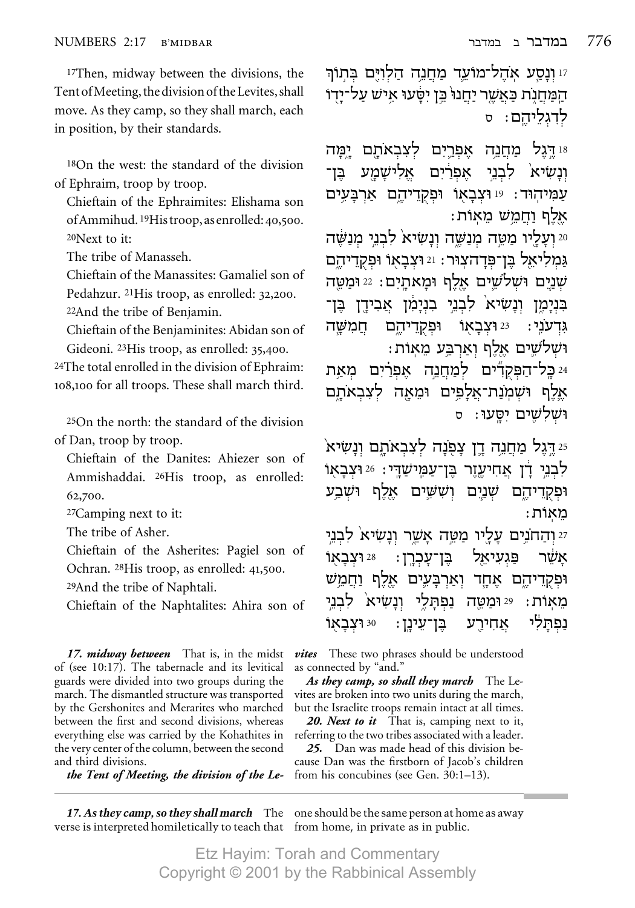[17]Then, midway between the divisions, the Tent of Meeting, the division of the Levites, shall move. As they camp, so they shall march, each in position, by their standards.

[18]On the west: the standard of the division of Ephraim, troop by troop.

Chieftain of the Ephraimites: Elishama son of Ammihud. [19]His troop, as enrolled: 40,500.

[20]Next to it:

The tribe of Manasseh.

Chieftain of the Manassites: Gamaliel son of Pedahzur. [21]His troop, as enrolled: 32,200.

[22]And the tribe of Benjamin.

Chieftain of the Benjaminites: Abidan son of Gideoni. [23]His troop, as enrolled: 35,400.

[24]The total enrolled in the division of Ephraim: 108,100 for all troops. These shall march third.

[25]On the north: the standard of the division of Dan, troop by troop.

Chieftain of the Danites: Ahiezer son of Ammishaddai. [26]His troop, as enrolled: 62,700.

[27]Camping next to it:

The tribe of Asher.

Chieftain of the Asherites: Pagiel son of Ochran. [28]His troop, as enrolled: 41,500.

[29]And the tribe of Naphtali.

Chieftain of the Naphtalites: Ahira son of

17 וְנָסַ֧ע אֹֽהֶל־מוֹעֵ֛ד מַחֲנֵ֥ה הַלְוִיִּ֖ם בְּת֣וֹךְ הַמַּחֲנֹ֑ת כַּאֲשֶׁ֤ר יַחֲנוּ֙ כֵּ֣ן יִסָּ֔עוּ אִ֥ישׁ עַל־יָד֖וֹ לְדִגְלֵיהֶֽם׃ ס

18 דֶּ֣גֶל מַחֲנֵ֥ה אֶפְרַ֛יִם לְצִבְאֹתָ֖ם יָ֑מָּה וְנָשִׂיא֙ לִבְנֵ֣י אֶפְרַ֔יִם אֱלִישָׁמָ֖ע בֶּן־עַמִּיהֽוּד׃ 19 וּצְבָא֖וֹ וּפְקֻדֵיהֶ֑ם אַרְבָּעִ֥ים אֶ֖לֶף וַחֲמֵ֥שׁ מֵאֽוֹת׃ 20 וְעָלָ֖יו מַטֵּ֣ה מְנַשֶּׁ֑ה וְנָשִׂיא֙ לִבְנֵ֣י מְנַשֶּׁ֔ה גַּמְלִיאֵ֖ל בֶּן־פְּדָהצֽוּר׃ 21 וּצְבָא֖וֹ וּפְקֻדֵיהֶ֑ם שְׁנַ֧יִם וּשְׁלֹשִׁ֛ים אֶ֖לֶף וּמָאתָֽיִם׃ 22 וּמַטֵּ֖ה בִּנְיָמִ֑ן וְנָשִׂיא֙ לִבְנֵ֣י בִנְיָמִ֔ן אֲבִידָ֖ן בֶּן־גִּדְעֹנִֽי׃ 23 וּצְבָא֖וֹ וּפְקֻדֵיהֶ֑ם חֲמִשָּׁ֧ה וּשְׁלֹשִׁ֛ים אֶ֖לֶף וְאַרְבַּ֥ע מֵאֽוֹת׃ 24 כָּֽל־הַפְּקֻדִ֞ים לְמַחֲנֵ֣ה אֶפְרַ֗יִם מְאַ֥ת אֶ֛לֶף וּשְׁמֹֽנַת־אֲלָפִ֥ים וּמֵאָ֖ה לְצִבְאֹתָ֑ם וּשְׁלִשִׁ֖ים יִסָּֽעוּ׃ ס

25 דֶּ֣גֶל מַחֲנֵ֥ה דָ֛ן צָפֹ֖נָה לְצִבְאֹתָ֑ם וְנָשִׂיא֙ לִבְנֵ֣י דָ֔ן אֲחִיעֶ֖זֶר בֶּן־עַמִּישַׁדָּֽי׃ 26 וּצְבָא֖וֹ וּפְקֻדֵיהֶ֑ם שְׁנַ֧יִם וְשִׁשִּׁ֛ים אֶ֖לֶף וּשְׁבַ֥ע מֵאֽוֹת׃ 27 וְהַחֹנִ֥ים עָלָ֖יו מַטֵּ֣ה אָשֵׁ֑ר וְנָשִׂיא֙ לִבְנֵ֣י אָשֵׁ֔ר פַּגְעִיאֵ֖ל בֶּן־עָכְרָֽן׃ 28 וּצְבָא֖וֹ וּפְקֻדֵיהֶ֑ם אֶחָ֧ד וְאַרְבָּעִ֛ים אֶ֖לֶף וַחֲמֵ֥שׁ מֵאֽוֹת׃ 29 וּמַטֵּ֖ה נַפְתָּלִ֑י וְנָשִׂיא֙ לִבְנֵ֣י נַפְתָּלִ֔י אֲחִירַ֖ע בֶּן־עֵינָֽן׃ 30 וּצְבָא֖וֹ

***17. midway between*** That is, in the midst of (see 10:17). The tabernacle and its levitical guards were divided into two groups during the march. The dismantled structure was transported by the Gershonites and Merarites who marched between the first and second divisions, whereas everything else was carried by the Kohathites in the very center of the column, between the second and third divisions.

***the Tent of Meeting, the division of the Levites*** These two phrases should be understood as connected by "and."

***As they camp, so shall they march*** The Levites are broken into two units during the march, but the Israelite troops remain intact at all times.

***20. Next to it*** That is, camping next to it, referring to the two tribes associated with a leader.

***25.*** Dan was made head of this division because Dan was the firstborn of Jacob's children from his concubines (see Gen. 30:1–13).

***17. As they camp, so they shall march*** The verse is interpreted homiletically to teach that one should be the same person at home as away from home, in private as in public.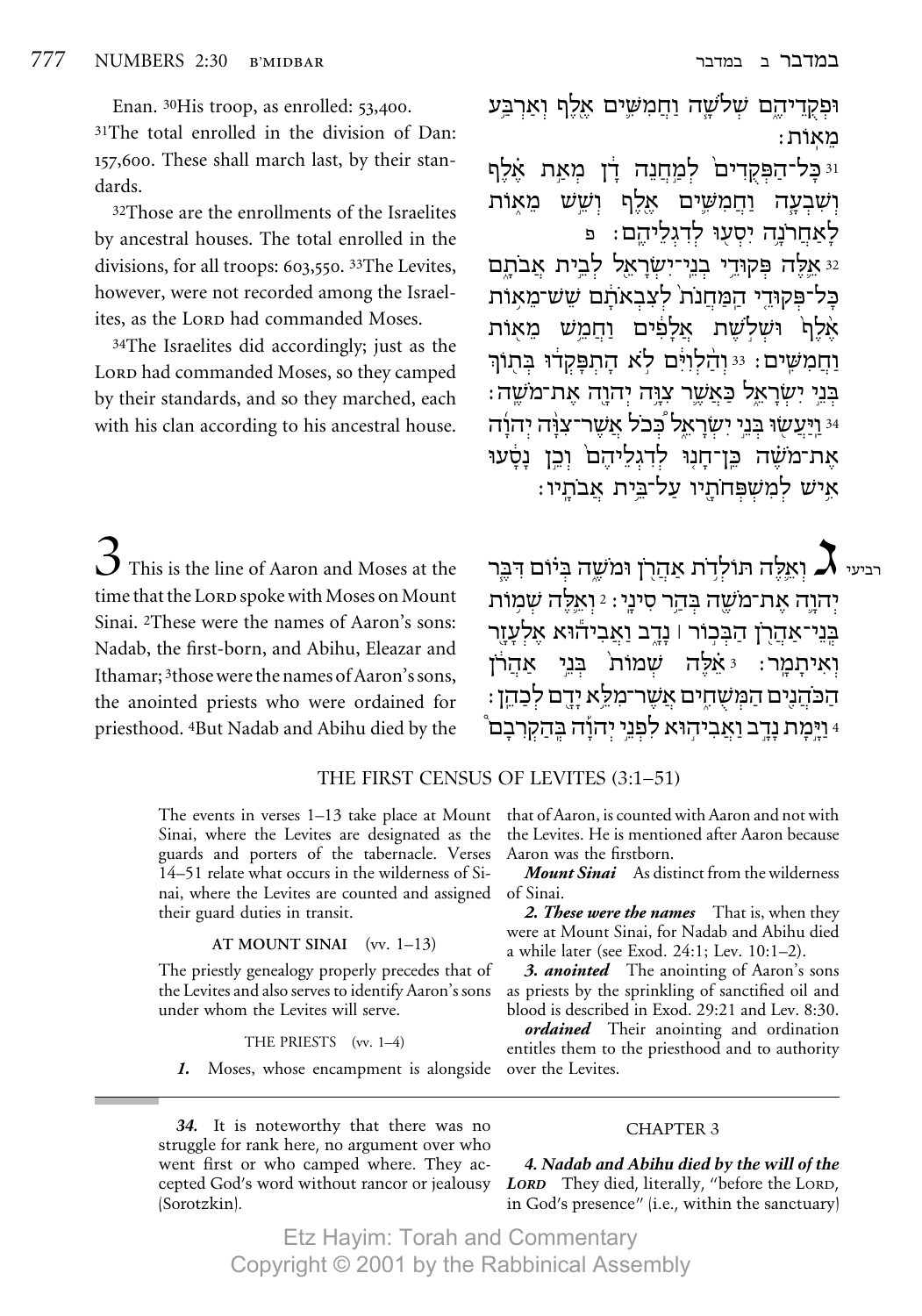Enan. [30]His troop, as enrolled: 53,400.

[31]The total enrolled in the division of Dan: 157,600. These shall march last, by their standards.

[32]Those are the enrollments of the Israelites by ancestral houses. The total enrolled in the divisions, for all troops: 603,550. [33]The Levites, however, were not recorded among the Israelites, as the LORD had commanded Moses.

[34]The Israelites did accordingly; just as the LORD had commanded Moses, so they camped by their standards, and so they marched, each with his clan according to his ancestral house.

וּפְקֻדֵיהֶם שְׁלֹשָׁה וַחֲמִשִּׁים אֶלֶף וְאַרְבַּע מֵאוֹת׃
31 כָּל־הַפְּקֻדִים לְמַחֲנֵה דָן מְאַת אֶלֶף וְשִׁבְעָה וַחֲמִשִּׁים אֶלֶף וְשֵׁשׁ מֵאוֹת לָאַחֲרֹנָה יִסְעוּ לְדִגְלֵיהֶם׃ פ
32 אֵלֶּה פְּקוּדֵי בְנֵי־יִשְׂרָאֵל לְבֵית אֲבֹתָם כָּל־פְּקוּדֵי הַמַּחֲנֹת לְצִבְאֹתָם שֵׁשׁ־מֵאוֹת אֶלֶף וּשְׁלֹשֶׁת אֲלָפִים וַחֲמֵשׁ מֵאוֹת וַחֲמִשִּׁים׃ 33 וְהַלְוִיִּם לֹא הָתְפָּקְדוּ בְּתוֹךְ בְּנֵי יִשְׂרָאֵל כַּאֲשֶׁר צִוָּה יְהוָה אֶת־מֹשֶׁה׃
34 וַיַּעֲשׂוּ בְּנֵי יִשְׂרָאֵל כְּכֹל אֲשֶׁר־צִוָּה יְהוָה אֶת־מֹשֶׁה כֵּן־חָנוּ לְדִגְלֵיהֶם וְכֵן נָסָעוּ אִישׁ לְמִשְׁפְּחֹתָיו עַל־בֵּית אֲבֹתָיו׃

# 3

This is the line of Aaron and Moses at the time that the LORD spoke with Moses on Mount Sinai. [2]These were the names of Aaron's sons: Nadab, the first-born, and Abihu, Eleazar and Ithamar; [3]those were the names of Aaron's sons, the anointed priests who were ordained for priesthood. [4]But Nadab and Abihu died by the

רביעי ג וְאֵלֶּה תּוֹלְדֹת אַהֲרֹן וּמֹשֶׁה בְּיוֹם דִּבֶּר יְהוָה אֶת־מֹשֶׁה בְּהַר סִינָי׃ 2 וְאֵלֶּה שְׁמוֹת בְּנֵי־אַהֲרֹן הַבְּכֹר ׀ נָדָב וַאֲבִיהוּא אֶלְעָזָר וְאִיתָמָר׃ 3 אֵלֶּה שְׁמוֹת בְּנֵי אַהֲרֹן הַכֹּהֲנִים הַמְּשֻׁחִים אֲשֶׁר־מִלֵּא יָדָם לְכַהֵן׃
4 וַיָּמָת נָדָב וַאֲבִיהוּא לִפְנֵי יְהוָה בְּהַקְרִבָם

## THE FIRST CENSUS OF LEVITES (3:1–51)

The events in verses 1–13 take place at Mount Sinai, where the Levites are designated as the guards and porters of the tabernacle. Verses 14–51 relate what occurs in the wilderness of Sinai, where the Levites are counted and assigned their guard duties in transit.

### AT MOUNT SINAI (vv. 1–13)

The priestly genealogy properly precedes that of the Levites and also serves to identify Aaron's sons under whom the Levites will serve.

#### THE PRIESTS (vv. 1–4)

***1.*** Moses, whose encampment is alongside that of Aaron, is counted with Aaron and not with the Levites. He is mentioned after Aaron because Aaron was the firstborn.

***Mount Sinai*** As distinct from the wilderness of Sinai.

***2. These were the names*** That is, when they were at Mount Sinai, for Nadab and Abihu died a while later (see Exod. 24:1; Lev. 10:1–2).

***3. anointed*** The anointing of Aaron's sons as priests by the sprinkling of sanctified oil and blood is described in Exod. 29:21 and Lev. 8:30.

***ordained*** Their anointing and ordination entitles them to the priesthood and to authority over the Levites.

---

***34.*** It is noteworthy that there was no struggle for rank here, no argument over who went first or who camped where. They accepted God's word without rancor or jealousy (Sorotzkin).

CHAPTER 3

***4. Nadab and Abihu died by the will of the LORD*** They died, literally, "before the LORD, in God's presence" (i.e., within the sanctuary)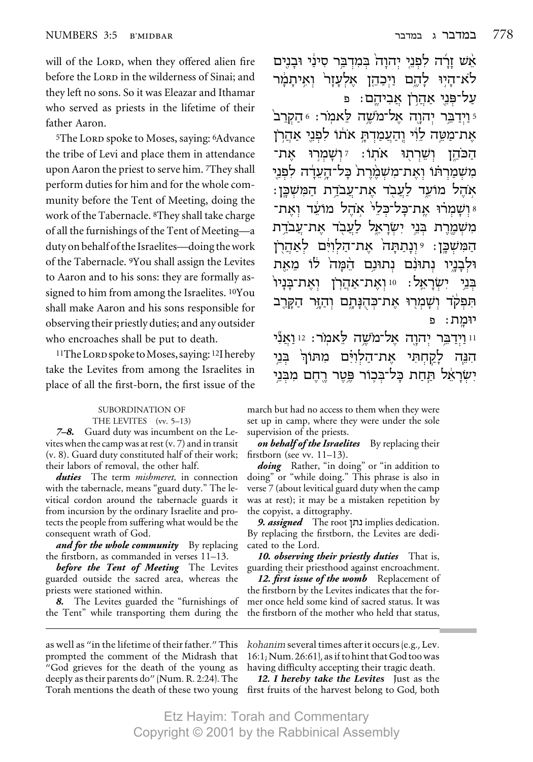will of the LORD, when they offered alien fire before the LORD in the wilderness of Sinai; and they left no sons. So it was Eleazar and Ithamar who served as priests in the lifetime of their father Aaron.

[5]The LORD spoke to Moses, saying: [6]Advance the tribe of Levi and place them in attendance upon Aaron the priest to serve him. [7]They shall perform duties for him and for the whole community before the Tent of Meeting, doing the work of the Tabernacle. [8]They shall take charge of all the furnishings of the Tent of Meeting—a duty on behalf of the Israelites—doing the work of the Tabernacle. [9]You shall assign the Levites to Aaron and to his sons: they are formally assigned to him from among the Israelites. [10]You shall make Aaron and his sons responsible for observing their priestly duties; and any outsider who encroaches shall be put to death.

[11]The LORD spoke to Moses, saying: [12]I hereby take the Levites from among the Israelites in place of all the first-born, the first issue of the

אֵ֣שׁ זָרָ֜ה לִפְנֵ֣י יְהוָ֗ה בְּמִדְבַּ֣ר סִינַ֔י וּבָנִ֖ים לֹא־הָי֣וּ לָהֶ֑ם וַיְכַהֵ֤ן אֶלְעָזָר֙ וְאִ֣יתָמָ֔ר עַל־פְּנֵ֖י אַהֲרֹ֥ן אֲבִיהֶֽם׃ פ

[5] וַיְדַבֵּ֥ר יְהוָ֖ה אֶל־מֹשֶׁ֥ה לֵּאמֹֽר׃ [6] הַקְרֵב֙ אֶת־מַטֵּ֣ה לֵוִ֔י וְהַעֲמַדְתָּ֣ אֹת֔וֹ לִפְנֵ֖י אַהֲרֹ֣ן הַכֹּהֵ֑ן וְשֵׁרְת֖וּ אֹתֽוֹ׃ [7] וְשָׁמְר֣וּ אֶת־מִשְׁמַרְתּ֗וֹ וְאֶת־מִשְׁמֶ֙רֶת֙ כָּל־הָ֣עֵדָ֔ה לִפְנֵ֖י אֹ֣הֶל מוֹעֵ֑ד לַעֲבֹ֖ד אֶת־עֲבֹדַ֥ת הַמִּשְׁכָּֽן׃ [8] וְשָׁמְר֗וּ אֶֽת־כָּל־כְּלֵי֙ אֹ֣הֶל מוֹעֵ֔ד וְאֶת־מִשְׁמֶ֖רֶת בְּנֵ֣י יִשְׂרָאֵ֑ל לַעֲבֹ֖ד אֶת־עֲבֹדַ֥ת הַמִּשְׁכָּֽן׃ [9] וְנָתַתָּה֙ אֶת־הַלְוִיִּ֔ם לְאַהֲרֹ֖ן וּלְבָנָ֑יו נְתוּנִ֨ם נְתוּנִ֥ם הֵ֙מָּה֙ ל֔וֹ מֵאֵ֖ת בְּנֵ֥י יִשְׂרָאֵֽל׃ [10] וְאֶת־אַהֲרֹ֤ן וְאֶת־בָּנָיו֙ תִּפְקֹ֔ד וְשָׁמְר֖וּ אֶת־כְּהֻנָּתָ֑ם וְהַזָּ֥ר הַקָּרֵ֖ב יוּמָֽת׃ פ

[11] וַיְדַבֵּ֥ר יְהוָ֖ה אֶל־מֹשֶׁ֥ה לֵּאמֹֽר׃ [12] וַאֲנִ֞י הִנֵּ֧ה לָקַ֣חְתִּי אֶת־הַלְוִיִּ֗ם מִתּוֹךְ֙ בְּנֵ֣י יִשְׂרָאֵ֔ל תַּ֧חַת כָּל־בְּכ֛וֹר פֶּ֥טֶר רֶ֖חֶם מִבְּנֵ֣י

SUBORDINATION OF THE LEVITES (vv. 5–13)

***7–8.*** Guard duty was incumbent on the Levites when the camp was at rest (v. 7) and in transit (v. 8). Guard duty constituted half of their work; their labors of removal, the other half.

***duties*** The term *mishmeret,* in connection with the tabernacle, means "guard duty." The levitical cordon around the tabernacle guards it from incursion by the ordinary Israelite and protects the people from suffering what would be the consequent wrath of God.

***and for the whole community*** By replacing the firstborn, as commanded in verses 11–13.

***before the Tent of Meeting*** The Levites guarded outside the sacred area, whereas the priests were stationed within.

***8.*** The Levites guarded the "furnishings of the Tent" while transporting them during the march but had no access to them when they were set up in camp, where they were under the sole supervision of the priests.

***on behalf of the Israelites*** By replacing their firstborn (see vv. 11–13).

***doing*** Rather, "in doing" or "in addition to doing" or "while doing." This phrase is also in verse 7 (about levitical guard duty when the camp was at rest); it may be a mistaken repetition by the copyist, a dittography.

***9. assigned*** The root נתן implies dedication. By replacing the firstborn, the Levites are dedicated to the Lord.

***10. observing their priestly duties*** That is, guarding their priesthood against encroachment.

***12. first issue of the womb*** Replacement of the firstborn by the Levites indicates that the former once held some kind of sacred status. It was the firstborn of the mother who held that status,

as well as "in the lifetime of their father." This prompted the comment of the Midrash that "God grieves for the death of the young as deeply as their parents do" (Num. R. 2:24). The Torah mentions the death of these two young *kohanim* several times after it occurs (e.g., Lev. 16:1; Num. 26:61), as if to hint that God too was having difficulty accepting their tragic death.

***12. I hereby take the Levites*** Just as the first fruits of the harvest belong to God, both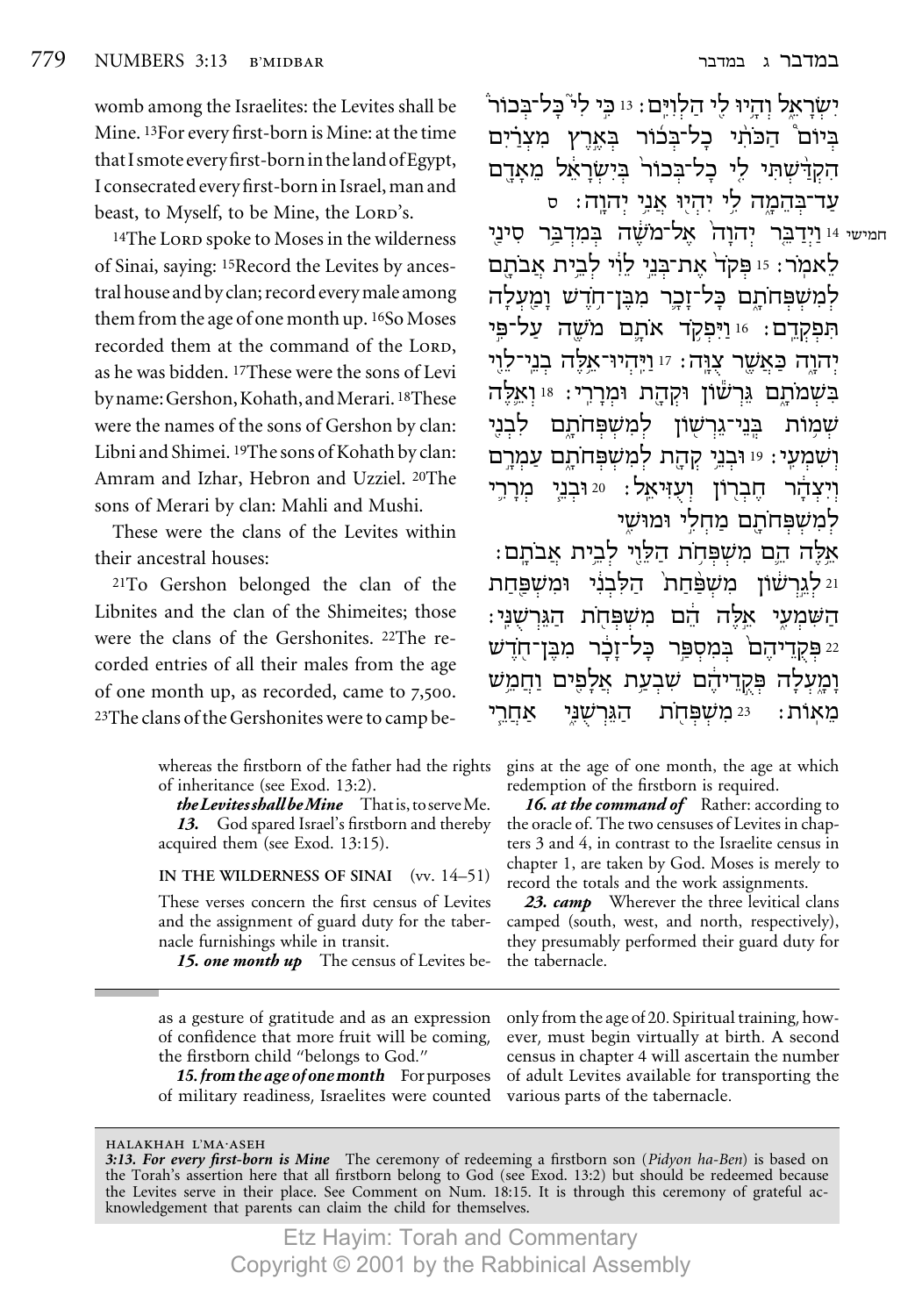womb among the Israelites: the Levites shall be Mine. 13For every first-born is Mine: at the time that I smote every first-born in the land of Egypt, I consecrated every first-born in Israel, man and beast, to Myself, to be Mine, the LORD's.

14The LORD spoke to Moses in the wilderness of Sinai, saying: 15Record the Levites by ancestral house and by clan; record every male among them from the age of one month up. 16So Moses recorded them at the command of the LORD, as he was bidden. 17These were the sons of Levi by name: Gershon, Kohath, and Merari. 18These were the names of the sons of Gershon by clan: Libni and Shimei. 19The sons of Kohath by clan: Amram and Izhar, Hebron and Uzziel. 20The sons of Merari by clan: Mahli and Mushi.

These were the clans of the Levites within their ancestral houses:

21To Gershon belonged the clan of the Libnites and the clan of the Shimeites; those were the clans of the Gershonites. 22The recorded entries of all their males from the age of one month up, as recorded, came to 7,500. 23The clans of the Gershonites were to camp be-

יִשְׂרָאֵל וְהָיוּ לִי הַלְוִיִּם׃ 13 כִּי לִי כָּל־בְּכוֹר בְּיוֹם הַכֹּתִי כָל־בְּכוֹר בְּאֶרֶץ מִצְרַיִם הִקְדַּשְׁתִּי לִי כָל־בְּכוֹר בְּיִשְׂרָאֵל מֵאָדָם עַד־בְּהֵמָה לִי יִהְיוּ אֲנִי יְהוָה׃ ס

חמישי 14 וַיְדַבֵּר יְהוָה אֶל־מֹשֶׁה בְּמִדְבַּר סִינַי לֵאמֹר׃ 15 פְּקֹד אֶת־בְּנֵי לֵוִי לְבֵית אֲבֹתָם לְמִשְׁפְּחֹתָם כָּל־זָכָר מִבֶּן־חֹדֶשׁ וָמַעְלָה תִּפְקְדֵם׃ 16 וַיִּפְקֹד אֹתָם מֹשֶׁה עַל־פִּי יְהוָה כַּאֲשֶׁר צֻוָּה׃ 17 וַיִּהְיוּ־אֵלֶּה בְנֵי־לֵוִי בִּשְׁמֹתָם גֵּרְשׁוֹן וּקְהָת וּמְרָרִי׃ 18 וְאֵלֶּה שְׁמוֹת בְּנֵי־גֵרְשׁוֹן לְמִשְׁפְּחֹתָם לִבְנִי וְשִׁמְעִי׃ 19 וּבְנֵי קְהָת לְמִשְׁפְּחֹתָם עַמְרָם וְיִצְהָר חֶבְרוֹן וְעֻזִּיאֵל׃ 20 וּבְנֵי מְרָרִי לְמִשְׁפְּחֹתָם מַחְלִי וּמוּשִׁי

אֵלֶּה הֵם מִשְׁפְּחֹת הַלֵּוִי לְבֵית אֲבֹתָם׃

21 לְגֵרְשׁוֹן מִשְׁפַּחַת הַלִּבְנִי וּמִשְׁפַּחַת הַשִּׁמְעִי אֵלֶּה הֵם מִשְׁפְּחֹת הַגֵּרְשֻׁנִּי׃ 22 פְּקֻדֵיהֶם בְּמִסְפַּר כָּל־זָכָר מִבֶּן־חֹדֶשׁ וָמָעְלָה פְּקֻדֵיהֶם שִׁבְעַת אֲלָפִים וַחֲמֵשׁ מֵאוֹת׃ 23 מִשְׁפְּחֹת הַגֵּרְשֻׁנִּי אַחֲרֵי

---

whereas the firstborn of the father had the rights of inheritance (see Exod. 13:2).

***the Levites shall be Mine*** That is, to serve Me.

***13.*** God spared Israel's firstborn and thereby acquired them (see Exod. 13:15).

**IN THE WILDERNESS OF SINAI** (vv. 14–51)

These verses concern the first census of Levites and the assignment of guard duty for the tabernacle furnishings while in transit.

***15. one month up*** The census of Levites begins at the age of one month, the age at which redemption of the firstborn is required.

***16. at the command of*** Rather: according to the oracle of. The two censuses of Levites in chapters 3 and 4, in contrast to the Israelite census in chapter 1, are taken by God. Moses is merely to record the totals and the work assignments.

***23. camp*** Wherever the three levitical clans camped (south, west, and north, respectively), they presumably performed their guard duty for the tabernacle.

---

as a gesture of gratitude and as an expression of confidence that more fruit will be coming, the firstborn child "belongs to God."

***15. from the age of one month*** For purposes of military readiness, Israelites were counted only from the age of 20. Spiritual training, however, must begin virtually at birth. A second census in chapter 4 will ascertain the number of adult Levites available for transporting the various parts of the tabernacle.

---

HALAKHAH L'MA·ASEH

***3:13. For every first-born is Mine*** The ceremony of redeeming a firstborn son (*Pidyon ha-Ben*) is based on the Torah's assertion here that all firstborn belong to God (see Exod. 13:2) but should be redeemed because the Levites serve in their place. See Comment on Num. 18:15. It is through this ceremony of grateful acknowledgement that parents can claim the child for themselves.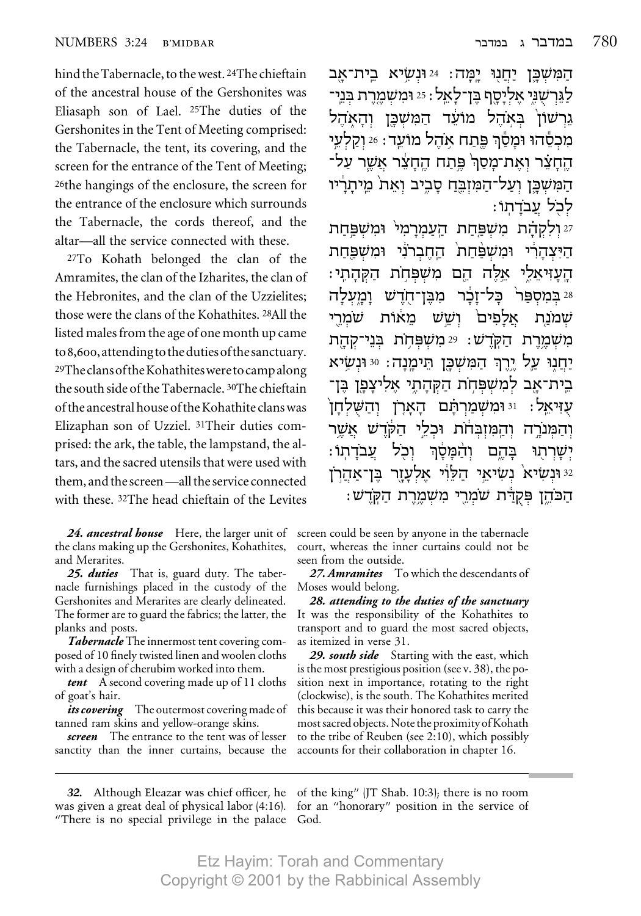hind the Tabernacle, to the west. [24]The chieftain of the ancestral house of the Gershonites was Eliasaph son of Lael. [25]The duties of the Gershonites in the Tent of Meeting comprised: the Tabernacle, the tent, its covering, and the screen for the entrance of the Tent of Meeting; [26]the hangings of the enclosure, the screen for the entrance of the enclosure which surrounds the Tabernacle, the cords thereof, and the altar—all the service connected with these.

[27]To Kohath belonged the clan of the Amramites, the clan of the Izharites, the clan of the Hebronites, and the clan of the Uzzielites; those were the clans of the Kohathites. [28]All the listed males from the age of one month up came to 8,600, attending to the duties of the sanctuary. [29]The clans of the Kohathites were to camp along the south side of the Tabernacle. [30]The chieftain of the ancestral house of the Kohathite clans was Elizaphan son of Uzziel. [31]Their duties comprised: the ark, the table, the lampstand, the altars, and the sacred utensils that were used with them, and the screen—all the service connected with these. [32]The head chieftain of the Levites

הַמִּשְׁכָּ֛ן יַחֲנ֖וּ יָֽמָּה׃ 24 וּנְשִׂ֥יא בֵית־אָ֖ב לַגֵּרְשֻׁנִּ֑י אֶלְיָסָ֖ף בֶּן־לָאֵֽל׃ 25 וּמִשְׁמֶ֤רֶת בְּנֵֽי־גֵרְשׁוֹן֙ בְּאֹ֣הֶל מוֹעֵ֔ד הַמִּשְׁכָּ֖ן וְהָאֹ֑הֶל מִכְסֵ֕הוּ וּמָסַ֕ךְ פֶּ֖תַח אֹ֥הֶל מוֹעֵֽד׃ 26 וְקַלְעֵ֣י הֶחָצֵ֗ר וְאֶת־מָסַךְ֙ פֶּ֣תַח הֶחָצֵ֔ר אֲשֶׁ֧ר עַל־הַמִּשְׁכָּ֛ן וְעַל־הַמִּזְבֵּ֖חַ סָבִ֑יב וְאֵת֙ מֵיתָרָ֔יו לְכֹ֖ל עֲבֹדָתֽוֹ׃

27 וְלִקְהָ֗ת מִשְׁפַּ֤חַת הַֽעַמְרָמִי֙ וּמִשְׁפַּ֣חַת הַיִּצְהָרִ֔י וּמִשְׁפַּ֙חַת֙ הַֽחֶבְרֹנִ֔י וּמִשְׁפַּ֖חַת הָֽעָזִּיאֵלִ֑י אֵ֥לֶּה הֵ֖ם מִשְׁפְּחֹ֥ת הַקְּהָתִֽי׃ 28 בְּמִסְפַּר֙ כָּל־זָכָ֔ר מִבֶּן־חֹ֖דֶשׁ וָמָ֑עְלָה שְׁמֹנַ֤ת אֲלָפִים֙ וְשֵׁ֣שׁ מֵא֔וֹת שֹׁמְרֵ֖י מִשְׁמֶ֥רֶת הַקֹּֽדֶשׁ׃ 29 מִשְׁפְּחֹ֥ת בְּנֵֽי־קְהָ֖ת יַחֲנ֑וּ עַ֛ל יֶ֥רֶךְ הַמִּשְׁכָּ֖ן תֵּימָֽנָה׃ 30 וּנְשִׂ֥יא בֵית־אָ֖ב לְמִשְׁפְּחֹ֣ת הַקְּהָתִ֑י אֱלִיצָפָ֖ן בֶּן־עֻזִּיאֵֽל׃ 31 וּמִשְׁמַרְתָּ֗ם הָאָרֹ֤ן וְהַשֻּׁלְחָן֙ וְהַמְּנֹרָ֣ה וְהַמִּזְבְּחֹ֔ת וּכְלֵ֣י הַקֹּ֔דֶשׁ אֲשֶׁ֥ר יְשָׁרְת֖וּ בָּהֶ֑ם וְהַ֨מָּסָ֔ךְ וְכֹ֖ל עֲבֹדָתֽוֹ׃ 32 וּנְשִׂיא֙ נְשִׂיאֵ֣י הַלֵּוִ֔י אֶלְעָזָ֖ר בֶּן־אַהֲרֹ֣ן הַכֹּהֵ֑ן פְּקֻדַּ֕ת שֹׁמְרֵ֖י מִשְׁמֶ֥רֶת הַקֹּֽדֶשׁ׃

***24. ancestral house*** Here, the larger unit of the clans making up the Gershonites, Kohathites, and Merarites.

***25. duties*** That is, guard duty. The tabernacle furnishings placed in the custody of the Gershonites and Merarites are clearly delineated. The former are to guard the fabrics; the latter, the planks and posts.

***Tabernacle*** The innermost tent covering composed of 10 finely twisted linen and woolen cloths with a design of cherubim worked into them.

***tent*** A second covering made up of 11 cloths of goat's hair.

***its covering*** The outermost covering made of tanned ram skins and yellow-orange skins.

***screen*** The entrance to the tent was of lesser sanctity than the inner curtains, because the screen could be seen by anyone in the tabernacle court, whereas the inner curtains could not be seen from the outside.

***27. Amramites*** To which the descendants of Moses would belong.

***28. attending to the duties of the sanctuary*** It was the responsibility of the Kohathites to transport and to guard the most sacred objects, as itemized in verse 31.

***29. south side*** Starting with the east, which is the most prestigious position (see v. 38), the position next in importance, rotating to the right (clockwise), is the south. The Kohathites merited this because it was their honored task to carry the most sacred objects. Note the proximity of Kohath to the tribe of Reuben (see 2:10), which possibly accounts for their collaboration in chapter 16.

***32.*** Although Eleazar was chief officer, he was given a great deal of physical labor (4:16). "There is no special privilege in the palace of the king" (JT Shab. 10:3); there is no room for an "honorary" position in the service of God.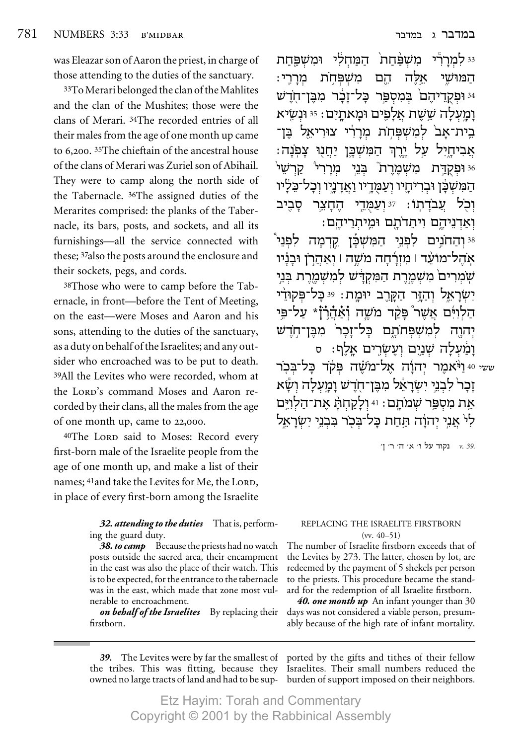was Eleazar son of Aaron the priest, in charge of those attending to the duties of the sanctuary.

[33]To Merari belonged the clan of the Mahlites and the clan of the Mushites; those were the clans of Merari. [34]The recorded entries of all their males from the age of one month up came to 6,200. [35]The chieftain of the ancestral house of the clans of Merari was Zuriel son of Abihail. They were to camp along the north side of the Tabernacle. [36]The assigned duties of the Merarites comprised: the planks of the Tabernacle, its bars, posts, and sockets, and all its furnishings—all the service connected with these; [37]also the posts around the enclosure and their sockets, pegs, and cords.

[38]Those who were to camp before the Tabernacle, in front—before the Tent of Meeting, on the east—were Moses and Aaron and his sons, attending to the duties of the sanctuary, as a duty on behalf of the Israelites; and any outsider who encroached was to be put to death. [39]All the Levites who were recorded, whom at the LORD's command Moses and Aaron recorded by their clans, all the males from the age of one month up, came to 22,000.

[40]The LORD said to Moses: Record every first-born male of the Israelite people from the age of one month up, and make a list of their names; [41]and take the Levites for Me, the LORD, in place of every first-born among the Israelite

33 לִמְרָרִ֕י מִשְׁפַּ֙חַת֙ הַמַּחְלִ֔י וּמִשְׁפַּ֖חַת הַמּוּשִׁ֑י אֵ֥לֶּה הֵ֖ם מִשְׁפְּחֹ֥ת מְרָרִֽי׃ 34 וּפְקֻדֵיהֶם֙ בְּמִסְפַּ֣ר כָּל־זָכָ֔ר מִבֶּן־חֹ֖דֶשׁ וָמָ֑עְלָה שֵׁ֥שֶׁת אֲלָפִ֖ים וּמָאתָֽיִם׃ 35 וּנְשִׂ֤יא בֵית־אָב֙ לְמִשְׁפְּחֹ֣ת מְרָרִ֔י צוּרִיאֵ֖ל בֶּן־אֲבִיחָ֑יִל עַ֣ל יֶ֧רֶךְ הַמִּשְׁכָּ֛ן יַחֲנ֖וּ צָפֹֽנָה׃ 36 וּפְקֻדַּ֣ת מִשְׁמֶ֘רֶת֮ בְּנֵ֣י מְרָרִי֒ קַרְשֵׁי֙ הַמִּשְׁכָּ֔ן וּבְרִיחָ֖יו וְעַמֻּדָ֣יו וַאֲדָנָ֑יו וְכָל־כֵּלָ֔יו וְכֹ֖ל עֲבֹדָתֽוֹ׃ 37 וְעַמֻּדֵ֧י הֶחָצֵ֛ר סָבִ֖יב וְאַדְנֵיהֶ֑ם וִיתֵדֹתָ֖ם וּמֵיתְרֵיהֶֽם׃

38 וְהַחֹנִ֣ים לִפְנֵ֣י הַמִּ֠שְׁכָּן קֵ֡דְמָה לִפְנֵ֣י אֹֽהֶל־מוֹעֵ֣ד ׀ מִ֠זְרָחָה מֹשֶׁ֣ה ׀ וְאַהֲרֹ֣ן וּבָנָ֗יו שֹֽׁמְרִים֙ מִשְׁמֶ֣רֶת הַמִּקְדָּ֔שׁ לְמִשְׁמֶ֖רֶת בְּנֵ֣י יִשְׂרָאֵ֑ל וְהַזָּ֥ר הַקָּרֵ֖ב יוּמָֽת׃ 39 כָּל־פְּקוּדֵ֨י הַלְוִיִּ֜ם אֲשֶׁ֨ר פָּקַ֥ד מֹשֶׁ֛ה וְאַהֲרֹ֖ן* עַל־פִּ֣י יְהוָ֑ה לְמִשְׁפְּחֹתָ֗ם כָּל־זָכָר֙ מִבֶּן־חֹ֣דֶשׁ וָמַ֔עְלָה שְׁנַ֥יִם וְעֶשְׂרִ֖ים אָֽלֶף׃ ס

ששי 40 וַיֹּ֨אמֶר יְהוָ֜ה אֶל־מֹשֶׁ֗ה פְּקֹ֨ד כָּל־בְּכֹ֤ר זָכָר֙ לִבְנֵ֣י יִשְׂרָאֵ֔ל מִבֶּן־חֹ֖דֶשׁ וָמָ֑עְלָה וְשָׂ֕א אֵ֖ת מִסְפַּ֥ר שְׁמֹתָֽם׃ 41 וְלָקַחְתָּ֨ אֶת־הַלְוִיִּ֥ם לִי֙ אֲנִ֣י יְהוָ֔ה תַּ֥חַת כָּל־בְּכֹ֖ר בִּבְנֵ֣י יִשְׂרָאֵ֑ל

*v. 39.* נקוד על ו׳ א׳ ה׳ ר׳ ן׳

***32. attending to the duties*** That is, performing the guard duty.

***38. to camp*** Because the priests had no watch posts outside the sacred area, their encampment in the east was also the place of their watch. This is to be expected, for the entrance to the tabernacle was in the east, which made that zone most vulnerable to encroachment.

***on behalf of the Israelites*** By replacing their firstborn.

REPLACING THE ISRAELITE FIRSTBORN (vv. 40–51)

The number of Israelite firstborn exceeds that of the Levites by 273. The latter, chosen by lot, are redeemed by the payment of 5 shekels per person to the priests. This procedure became the standard for the redemption of all Israelite firstborn.

***40. one month up*** An infant younger than 30 days was not considered a viable person, presumably because of the high rate of infant mortality.

***39.*** The Levites were by far the smallest of the tribes. This was fitting, because they owned no large tracts of land and had to be supported by the gifts and tithes of their fellow Israelites. Their small numbers reduced the burden of support imposed on their neighbors.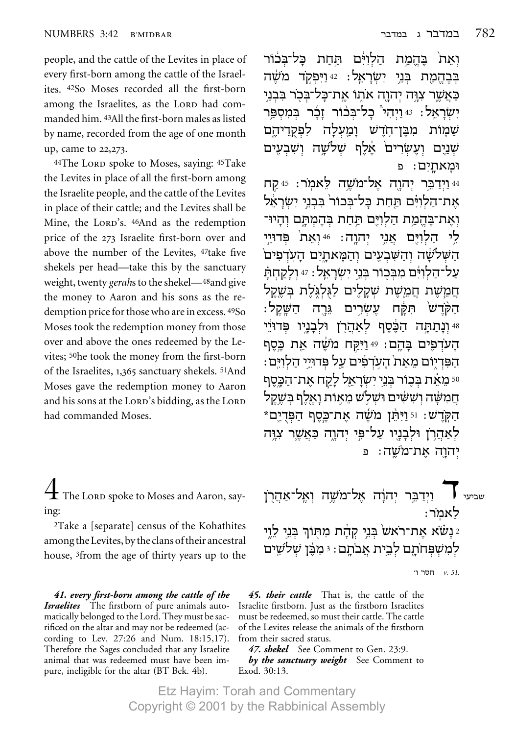people, and the cattle of the Levites in place of every first-born among the cattle of the Israelites. 42So Moses recorded all the first-born among the Israelites, as the LORD had commanded him. 43All the first-born males as listed by name, recorded from the age of one month up, came to 22,273.

44The LORD spoke to Moses, saying: 45Take the Levites in place of all the first-born among the Israelite people, and the cattle of the Levites in place of their cattle; and the Levites shall be Mine, the LORD's. 46And as the redemption price of the 273 Israelite first-born over and above the number of the Levites, 47take five shekels per head—take this by the sanctuary weight, twenty *gerah*s to the shekel—48and give the money to Aaron and his sons as the redemption price for those who are in excess. 49So Moses took the redemption money from those over and above the ones redeemed by the Levites; 50he took the money from the first-born of the Israelites, 1,365 sanctuary shekels. 51And Moses gave the redemption money to Aaron and his sons at the LORD's bidding, as the LORD had commanded Moses.

וְאֵת֙ בֶּהֱמַ֣ת הַלְוִיִּ֔ם תַּ֚חַת כָּל־בְּכ֔וֹר בְּבֶהֱמַ֖ת בְּנֵ֥י יִשְׂרָאֵֽל׃ 42 וַיִּפְקֹ֣ד מֹשֶׁ֔ה כַּאֲשֶׁ֛ר צִוָּ֥ה יְהוָ֖ה אֹת֑וֹ אֶת־כָּל־בְּכ֖וֹר בִּבְנֵ֥י יִשְׂרָאֵֽל׃ 43 וַיְהִי֩ כָל־בְּכ֨וֹר זָכָ֜ר בְּמִסְפַּ֥ר שֵׁמֹ֛ת מִבֶּן־חֹ֥דֶשׁ וָמַ֖עְלָה לִפְקֻדֵיהֶ֑ם שְׁנַ֤יִם וְעֶשְׂרִים֙ אֶ֔לֶף שְׁלֹשָׁ֥ה וְשִׁבְעִ֖ים וּמָאתָֽיִם׃ פ

44 וַיְדַבֵּ֥ר יְהוָ֖ה אֶל־מֹשֶׁ֥ה לֵּאמֹֽר׃ 45 קַ֣ח אֶת־הַלְוִיִּ֗ם תַּ֤חַת כָּל־בְּכוֹר֙ בִּבְנֵ֣י יִשְׂרָאֵ֔ל וְאֶת־בֶּהֱמַ֥ת הַלְוִיִּ֖ם תַּ֣חַת בְּהֶמְתָּ֑ם וְהָיוּ־לִ֥י הַלְוִיִּ֖ם אֲנִ֥י יְהוָֽה׃ 46 וְאֵת֙ פְּדוּיֵ֣י הַשְּׁלֹשָׁ֔ה וְהַשִּׁבְעִ֖ים וְהַמָּאתָ֑יִם הָעֹֽדְפִים֙ עַל־הַלְוִיִּ֔ם מִבְּכ֖וֹר בְּנֵ֥י יִשְׂרָאֵֽל׃ 47 וְלָקַחְתָּ֗ חֲמֵ֧שֶׁת חֲמֵ֛שֶׁת שְׁקָלִ֖ים לַגֻּלְגֹּ֑לֶת בְּשֶׁ֤קֶל הַקֹּ֙דֶשׁ֙ תִּקָּ֔ח עֶשְׂרִ֥ים גֵּרָ֖ה הַשָּֽׁקֶל׃ 48 וְנָתַתָּ֣ה הַכֶּ֔סֶף לְאַהֲרֹ֖ן וּלְבָנָ֑יו פְּדוּיֵ֕י הָעֹדְפִ֖ים בָּהֶֽם׃ 49 וַיִּקַּ֣ח מֹשֶׁ֔ה אֵ֖ת כֶּ֣סֶף הַפִּדְי֑וֹם מֵאֵת֙ הָעֹ֣דְפִ֔ים עַ֖ל פְּדוּיֵ֥י הַלְוִיִּֽם׃ 50 מֵאֵ֗ת בְּכ֛וֹר בְּנֵ֥י יִשְׂרָאֵ֖ל לָקַ֣ח אֶת־הַכָּ֑סֶף חֲמִשָּׁ֨ה וְשִׁשִּׁ֜ים וּשְׁלֹ֥שׁ מֵא֛וֹת וָאֶ֖לֶף בְּשֶׁ֥קֶל הַקֹּֽדֶשׁ׃ 51 וַיִּתֵּ֨ן מֹשֶׁ֜ה אֶת־כֶּ֧סֶף הַפְּדֻיִ֛ם* לְאַהֲרֹ֥ן וּלְבָנָ֖יו עַל־פִּ֣י יְהוָ֑ה כַּאֲשֶׁ֛ר צִוָּ֥ה יְהוָ֖ה אֶת־מֹשֶֽׁה׃ פ

# 4

The LORD spoke to Moses and Aaron, saying:

2Take a [separate] census of the Kohathites among the Levites, by the clans of their ancestral house, 3from the age of thirty years up to the

שביעי

# ד

וַיְדַבֵּ֣ר יְהוָ֔ה אֶל־מֹשֶׁ֥ה וְאֶֽל־אַהֲרֹ֖ן לֵאמֹֽר׃

2 נָשֹׂ֗א אֶת־רֹאשׁ֙ בְּנֵ֣י קְהָ֔ת מִתּ֖וֹךְ בְּנֵ֣י לֵוִ֑י לְמִשְׁפְּחֹתָ֖ם לְבֵ֥ית אֲבֹתָֽם׃ 3 מִבֶּ֨ן שְׁלֹשִׁ֜ים

*v. 51.* חסר ו׳

***41. every first-born among the cattle of the Israelites*** The firstborn of pure animals automatically belonged to the Lord. They must be sacrificed on the altar and may not be redeemed (according to Lev. 27:26 and Num. 18:15,17). Therefore the Sages concluded that any Israelite animal that was redeemed must have been impure, ineligible for the altar (BT Bek. 4b).

***45. their cattle*** That is, the cattle of the Israelite firstborn. Just as the firstborn Israelites must be redeemed, so must their cattle. The cattle of the Levites release the animals of the firstborn from their sacred status.

***47. shekel*** See Comment to Gen. 23:9.

***by the sanctuary weight*** See Comment to Exod. 30:13.

Etz Hayim: Torah and Commentary
Copyright © 2001 by the Rabbinical Assembly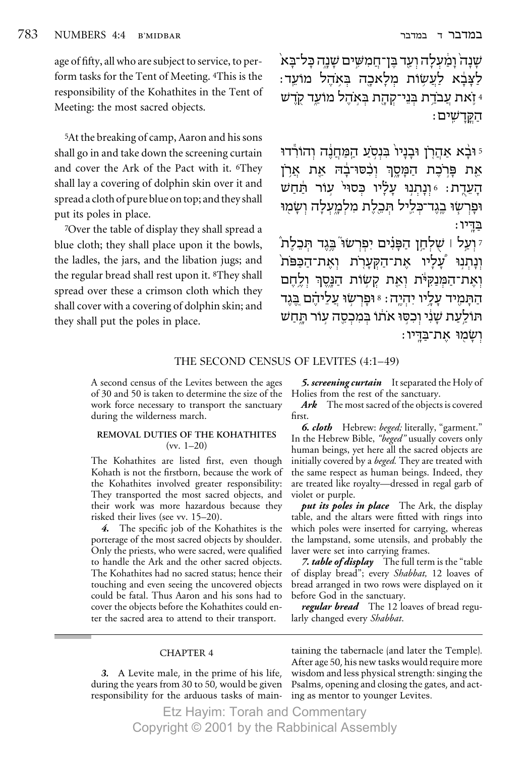age of fifty, all who are subject to service, to perform tasks for the Tent of Meeting. [4]This is the responsibility of the Kohathites in the Tent of Meeting: the most sacred objects.

[5]At the breaking of camp, Aaron and his sons shall go in and take down the screening curtain and cover the Ark of the Pact with it. [6]They shall lay a covering of dolphin skin over it and spread a cloth of pure blue on top; and they shall put its poles in place.

[7]Over the table of display they shall spread a blue cloth; they shall place upon it the bowls, the ladles, the jars, and the libation jugs; and the regular bread shall rest upon it. [8]They shall spread over these a crimson cloth which they shall cover with a covering of dolphin skin; and they shall put the poles in place.

שָׁנָה֙ וָמַ֔עְלָה וְעַ֖ד בֶּן־חֲמִשִּׁ֣ים שָׁנָ֑ה כָּל־בָּא֙ לַצָּבָ֔א לַעֲשׂ֥וֹת מְלָאכָ֖ה בְּאֹ֥הֶל מוֹעֵֽד׃ ד זֹ֛את עֲבֹדַ֥ת בְּנֵי־קְהָ֖ת בְּאֹ֣הֶל מוֹעֵ֑ד קֹ֖דֶשׁ הַקֳּדָשִֽׁים׃

ה וּבָ֨א אַהֲרֹ֤ן וּבָנָיו֙ בִּנְסֹ֣עַ הַֽמַּחֲנֶ֔ה וְהוֹרִ֕דוּ אֵ֖ת פָּרֹ֣כֶת הַמָּסָ֑ךְ וְכִ֨סּוּ־בָ֔הּ אֵ֖ת אֲרֹ֥ן הָעֵדֻֽת׃ ו וְנָתְנ֣וּ עָלָ֗יו כְּסוּי֙ ע֣וֹר תַּ֔חַשׁ וּפָרְשׂ֧וּ בֶֽגֶד־כְּלִ֛יל תְּכֵ֖לֶת מִלְמָ֑עְלָה וְשָׂמ֖וּ בַּדָּֽיו׃

ז וְעַ֣ל ׀ שֻׁלְחַ֣ן הַפָּנִ֗ים יִפְרְשׂוּ֮ בֶּ֣גֶד תְּכֵלֶת֒ וְנָתְנ֣וּ עָלָ֗יו אֶת־הַקְּעָרֹ֤ת וְאֶת־הַכַּפֹּת֙ וְאֶת־הַמְּנַקִּיֹּ֔ת וְאֵ֖ת קְשׂ֣וֹת הַנָּ֑סֶךְ וְלֶ֥חֶם הַתָּמִ֖יד עָלָ֥יו יִהְיֶֽה׃ ח וּפָרְשׂ֣וּ עֲלֵיהֶ֗ם בֶּ֚גֶד תּוֹלַ֣עַת שָׁנִ֔י וְכִסּ֣וּ אֹת֔וֹ בְּמִכְסֵ֖ה ע֣וֹר תָּ֑חַשׁ וְשָׂמ֖וּ אֶת־בַּדָּֽיו׃

## THE SECOND CENSUS OF LEVITES (4:1–49)

A second census of the Levites between the ages of 30 and 50 is taken to determine the size of the work force necessary to transport the sanctuary during the wilderness march.

### REMOVAL DUTIES OF THE KOHATHITES (vv. 1–20)

The Kohathites are listed first, even though Kohath is not the firstborn, because the work of the Kohathites involved greater responsibility: They transported the most sacred objects, and their work was more hazardous because they risked their lives (see vv. 15–20).

***4.*** The specific job of the Kohathites is the porterage of the most sacred objects by shoulder. Only the priests, who were sacred, were qualified to handle the Ark and the other sacred objects. The Kohathites had no sacred status; hence their touching and even seeing the uncovered objects could be fatal. Thus Aaron and his sons had to cover the objects before the Kohathites could enter the sacred area to attend to their transport.

***5. screening curtain*** It separated the Holy of Holies from the rest of the sanctuary.

***Ark*** The most sacred of the objects is covered first.

***6. cloth*** Hebrew: *beged;* literally, "garment." In the Hebrew Bible, *"beged"* usually covers only human beings, yet here all the sacred objects are initially covered by a *beged.* They are treated with the same respect as human beings. Indeed, they are treated like royalty—dressed in regal garb of violet or purple.

***put its poles in place*** The Ark, the display table, and the altars were fitted with rings into which poles were inserted for carrying, whereas the lampstand, some utensils, and probably the laver were set into carrying frames.

***7. table of display*** The full term is the "table of display bread"; every *Shabbat,* 12 loaves of bread arranged in two rows were displayed on it before God in the sanctuary.

***regular bread*** The 12 loaves of bread regularly changed every *Shabbat*.

### CHAPTER 4

***3.*** A Levite male, in the prime of his life, during the years from 30 to 50, would be given responsibility for the arduous tasks of maintaining the tabernacle (and later the Temple). After age 50, his new tasks would require more wisdom and less physical strength: singing the Psalms, opening and closing the gates, and acting as mentor to younger Levites.

Etz Hayim: Torah and Commentary
Copyright © 2001 by the Rabbinical Assembly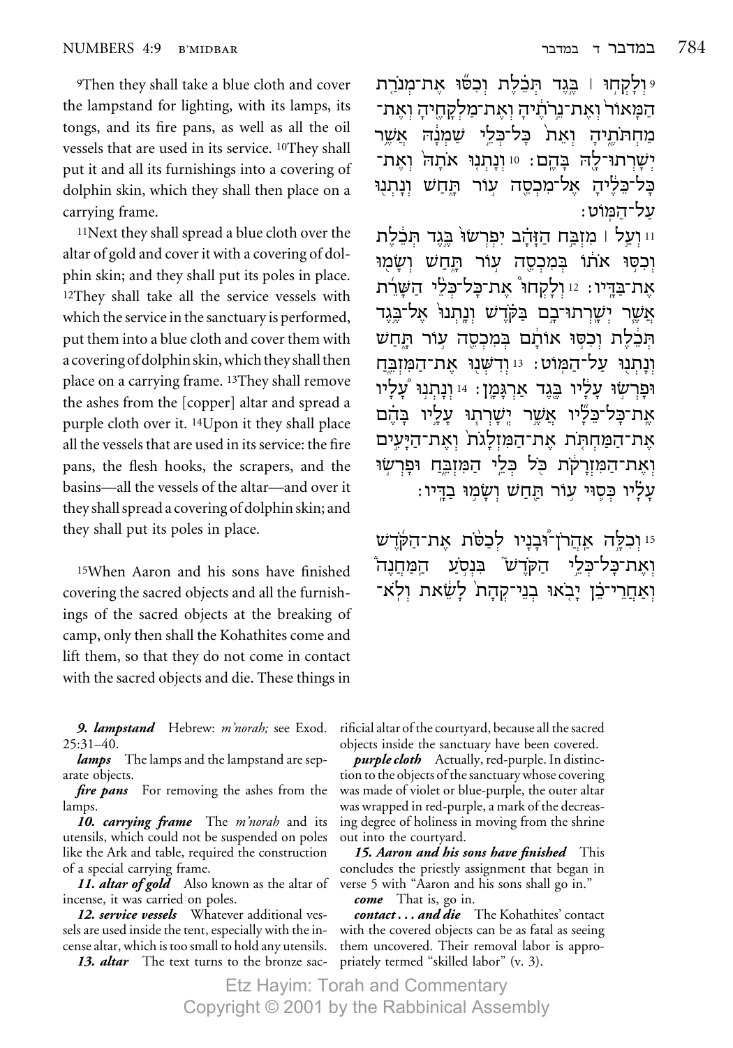[9]Then they shall take a blue cloth and cover the lampstand for lighting, with its lamps, its tongs, and its fire pans, as well as all the oil vessels that are used in its service. [10]They shall put it and all its furnishings into a covering of dolphin skin, which they shall then place on a carrying frame.

[11]Next they shall spread a blue cloth over the altar of gold and cover it with a covering of dolphin skin; and they shall put its poles in place. [12]They shall take all the service vessels with which the service in the sanctuary is performed, put them into a blue cloth and cover them with a covering of dolphin skin, which they shall then place on a carrying frame. [13]They shall remove the ashes from the [copper] altar and spread a purple cloth over it. [14]Upon it they shall place all the vessels that are used in its service: the fire pans, the flesh hooks, the scrapers, and the basins—all the vessels of the altar—and over it they shall spread a covering of dolphin skin; and they shall put its poles in place.

[15]When Aaron and his sons have finished covering the sacred objects and all the furnishings of the sacred objects at the breaking of camp, only then shall the Kohathites come and lift them, so that they do not come in contact with the sacred objects and die. These things in

ט וְלָקְחוּ ׀ בֶּגֶד תְּכֵלֶת וְכִסּוּ אֶת־מְנֹרַת הַמָּאוֹר וְאֶת־נֵרֹתֶיהָ וְאֶת־מַלְקָחֶיהָ וְאֶת־מַחְתֹּתֶיהָ וְאֵת כָּל־כְּלֵי שַׁמְנָהּ אֲשֶׁר יְשָׁרְתוּ־לָהּ בָּהֶם׃ י וְנָתְנוּ אֹתָהּ וְאֶת־כָּל־כֵּלֶיהָ אֶל־מִכְסֵה עוֹר תָּחַשׁ וְנָתְנוּ עַל־הַמּוֹט׃

יא וְעַל ׀ מִזְבַּח הַזָּהָב יִפְרְשׂוּ בֶּגֶד תְּכֵלֶת וְכִסּוּ אֹתוֹ בְּמִכְסֵה עוֹר תָּחַשׁ וְשָׂמוּ אֶת־בַּדָּיו׃ יב וְלָקְחוּ אֶת־כָּל־כְּלֵי הַשָּׁרֵת אֲשֶׁר יְשָׁרְתוּ־בָם בַּקֹּדֶשׁ וְנָתְנוּ אֶל־בֶּגֶד תְּכֵלֶת וְכִסּוּ אוֹתָם בְּמִכְסֵה עוֹר תָּחַשׁ וְנָתְנוּ עַל־הַמּוֹט׃ יג וְדִשְּׁנוּ אֶת־הַמִּזְבֵּחַ וּפָרְשׂוּ עָלָיו בֶּגֶד אַרְגָּמָן׃ יד וְנָתְנוּ עָלָיו אֶת־כָּל־כֵּלָיו אֲשֶׁר יְשָׁרְתוּ עָלָיו בָּהֶם אֶת־הַמַּחְתֹּת אֶת־הַמִּזְלָגֹת וְאֶת־הַיָּעִים וְאֶת־הַמִּזְרָקֹת כֹּל כְּלֵי הַמִּזְבֵּחַ וּפָרְשׂוּ עָלָיו כְּסוּי עוֹר תַּחַשׁ וְשָׂמוּ בַדָּיו׃

טו וְכִלָּה אַהֲרֹן־וּבָנָיו לְכַסֹּת אֶת־הַקֹּדֶשׁ וְאֶת־כָּל־כְּלֵי הַקֹּדֶשׁ בִּנְסֹעַ הַמַּחֲנֶה וְאַחֲרֵי־כֵן יָבֹאוּ בְנֵי־קְהָת לָשֵׂאת וְלֹא־

***9. lampstand*** Hebrew: *m'norah;* see Exod. 25:31–40.

***lamps*** The lamps and the lampstand are separate objects.

***fire pans*** For removing the ashes from the lamps.

***10. carrying frame*** The *m'norah* and its utensils, which could not be suspended on poles like the Ark and table, required the construction of a special carrying frame.

***11. altar of gold*** Also known as the altar of incense, it was carried on poles.

***12. service vessels*** Whatever additional vessels are used inside the tent, especially with the incense altar, which is too small to hold any utensils.

***13. altar*** The text turns to the bronze sacrificial altar of the courtyard, because all the sacred objects inside the sanctuary have been covered.

***purple cloth*** Actually, red-purple. In distinction to the objects of the sanctuary whose covering was made of violet or blue-purple, the outer altar was wrapped in red-purple, a mark of the decreasing degree of holiness in moving from the shrine out into the courtyard.

***15. Aaron and his sons have finished*** This concludes the priestly assignment that began in verse 5 with "Aaron and his sons shall go in."

***come*** That is, go in.

***contact . . . and die*** The Kohathites' contact with the covered objects can be as fatal as seeing them uncovered. Their removal labor is appropriately termed "skilled labor" (v. 3).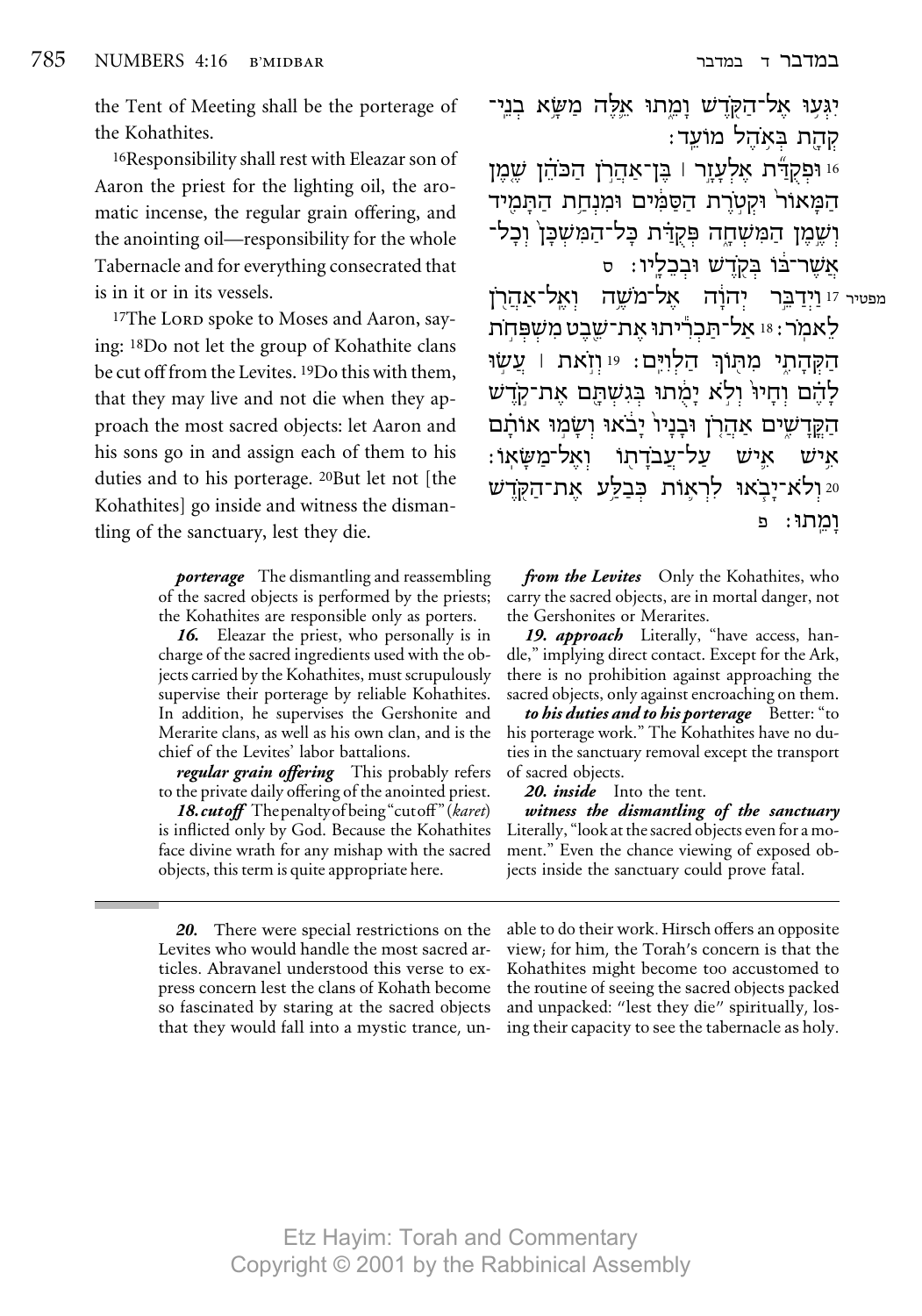the Tent of Meeting shall be the porterage of the Kohathites.

[16]Responsibility shall rest with Eleazar son of Aaron the priest for the lighting oil, the aromatic incense, the regular grain offering, and the anointing oil—responsibility for the whole Tabernacle and for everything consecrated that is in it or in its vessels.

[17]The LORD spoke to Moses and Aaron, saying: [18]Do not let the group of Kohathite clans be cut off from the Levites. [19]Do this with them, that they may live and not die when they approach the most sacred objects: let Aaron and his sons go in and assign each of them to his duties and to his porterage. [20]But let not [the Kohathites] go inside and witness the dismantling of the sanctuary, lest they die.

יִגְּעוּ אֶל־הַקֹּדֶשׁ וָמֵתוּ אֵלֶּה מַשָּׂא בְנֵי־קְהָת בְּאֹהֶל מוֹעֵד׃

16 וּפְקֻדַּ֞ת אֶלְעָזָ֣ר ׀ בֶּן־אַהֲרֹ֣ן הַכֹּהֵ֗ן שֶׁ֤מֶן הַמָּאוֹר֙ וּקְטֹ֣רֶת הַסַּמִּ֔ים וּמִנְחַ֥ת הַתָּמִ֖יד וְשֶׁ֣מֶן הַמִּשְׁחָ֑ה פְּקֻדַּ֗ת כָּל־הַמִּשְׁכָּן֙ וְכָל־אֲשֶׁר־בּ֔וֹ בְּקֹ֖דֶשׁ וּבְכֵלָֽיו׃ ס

מפטיר 17 וַיְדַבֵּ֣ר יְהוָ֔ה אֶל־מֹשֶׁ֥ה וְאֶֽל־אַהֲרֹ֖ן לֵאמֹֽר׃ 18 אַל־תַּכְרִ֕יתוּ אֶת־שֵׁ֖בֶט מִשְׁפְּחֹ֣ת הַקְּהָתִ֑י מִתּ֖וֹךְ הַלְוִיִּֽם׃ 19 וְזֹ֣את ׀ עֲשׂ֣וּ לָהֶ֗ם וְחָיוּ֙ וְלֹ֣א יָמֻ֔תוּ בְּגִשְׁתָּ֖ם אֶת־קֹ֣דֶשׁ הַקֳּדָשִׁ֑ים אַהֲרֹ֤ן וּבָנָיו֙ יָבֹ֔אוּ וְשָׂמ֣וּ אוֹתָ֗ם אִ֥ישׁ אִ֛ישׁ עַל־עֲבֹדָת֖וֹ וְאֶל־מַשָּׂאֽוֹ׃ 20 וְלֹא־יָבֹ֥אוּ לִרְא֛וֹת כְּבַלַּ֥ע אֶת־הַקֹּ֖דֶשׁ וָמֵֽתוּ׃ פ

***porterage*** The dismantling and reassembling of the sacred objects is performed by the priests; the Kohathites are responsible only as porters.

***16.*** Eleazar the priest, who personally is in charge of the sacred ingredients used with the objects carried by the Kohathites, must scrupulously supervise their porterage by reliable Kohathites. In addition, he supervises the Gershonite and Merarite clans, as well as his own clan, and is the chief of the Levites' labor battalions.

***regular grain offering*** This probably refers to the private daily offering of the anointed priest.

***18. cut off*** The penalty of being "cut off" (*karet*) is inflicted only by God. Because the Kohathites face divine wrath for any mishap with the sacred objects, this term is quite appropriate here.

***from the Levites*** Only the Kohathites, who carry the sacred objects, are in mortal danger, not the Gershonites or Merarites.

***19. approach*** Literally, "have access, handle," implying direct contact. Except for the Ark, there is no prohibition against approaching the sacred objects, only against encroaching on them.

***to his duties and to his porterage*** Better: "to his porterage work." The Kohathites have no duties in the sanctuary removal except the transport of sacred objects.

***20. inside*** Into the tent.

***witness the dismantling of the sanctuary*** Literally, "look at the sacred objects even for a moment." Even the chance viewing of exposed objects inside the sanctuary could prove fatal.

---

***20.*** There were special restrictions on the Levites who would handle the most sacred articles. Abravanel understood this verse to express concern lest the clans of Kohath become so fascinated by staring at the sacred objects that they would fall into a mystic trance, unable to do their work. Hirsch offers an opposite view; for him, the Torah's concern is that the Kohathites might become too accustomed to the routine of seeing the sacred objects packed and unpacked: "lest they die" spiritually, losing their capacity to see the tabernacle as holy.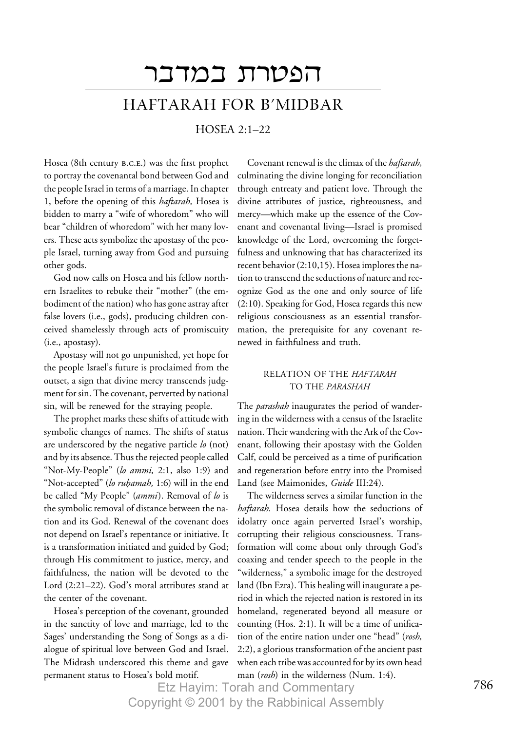# הפטרת במדבר

## HAFTARAH FOR B′MIDBAR

### HOSEA 2:1–22

Hosea (8th century B.C.E.) was the first prophet to portray the covenantal bond between God and the people Israel in terms of a marriage. In chapter 1, before the opening of this *haftarah,* Hosea is bidden to marry a "wife of whoredom" who will bear "children of whoredom" with her many lovers. These acts symbolize the apostasy of the people Israel, turning away from God and pursuing other gods.

God now calls on Hosea and his fellow northern Israelites to rebuke their "mother" (the embodiment of the nation) who has gone astray after false lovers (i.e., gods), producing children conceived shamelessly through acts of promiscuity (i.e., apostasy).

Apostasy will not go unpunished, yet hope for the people Israel's future is proclaimed from the outset, a sign that divine mercy transcends judgment for sin. The covenant, perverted by national sin, will be renewed for the straying people.

The prophet marks these shifts of attitude with symbolic changes of names. The shifts of status are underscored by the negative particle *lo* (not) and by its absence. Thus the rejected people called "Not-My-People" (*lo ammi,* 2:1, also 1:9) and "Not-accepted" (*lo ruḥamah,* 1:6) will in the end be called "My People" (*ammi*). Removal of *lo* is the symbolic removal of distance between the nation and its God. Renewal of the covenant does not depend on Israel's repentance or initiative. It is a transformation initiated and guided by God; through His commitment to justice, mercy, and faithfulness, the nation will be devoted to the Lord (2:21–22). God's moral attributes stand at the center of the covenant.

Hosea's perception of the covenant, grounded in the sanctity of love and marriage, led to the Sages' understanding the Song of Songs as a dialogue of spiritual love between God and Israel. The Midrash underscored this theme and gave permanent status to Hosea's bold motif.

Covenant renewal is the climax of the *haftarah,* culminating the divine longing for reconciliation through entreaty and patient love. Through the divine attributes of justice, righteousness, and mercy—which make up the essence of the Covenant and covenantal living—Israel is promised knowledge of the Lord, overcoming the forgetfulness and unknowing that has characterized its recent behavior (2:10,15). Hosea implores the nation to transcend the seductions of nature and recognize God as the one and only source of life (2:10). Speaking for God, Hosea regards this new religious consciousness as an essential transformation, the prerequisite for any covenant renewed in faithfulness and truth.

#### RELATION OF THE *HAFTARAH* TO THE *PARASHAH*

The *parashah* inaugurates the period of wandering in the wilderness with a census of the Israelite nation. Their wandering with the Ark of the Covenant, following their apostasy with the Golden Calf, could be perceived as a time of purification and regeneration before entry into the Promised Land (see Maimonides, *Guide* III:24).

The wilderness serves a similar function in the *haftarah.* Hosea details how the seductions of idolatry once again perverted Israel's worship, corrupting their religious consciousness. Transformation will come about only through God's coaxing and tender speech to the people in the "wilderness," a symbolic image for the destroyed land (Ibn Ezra). This healing will inaugurate a period in which the rejected nation is restored in its homeland, regenerated beyond all measure or counting (Hos. 2:1). It will be a time of unification of the entire nation under one "head" (*rosh,* 2:2), a glorious transformation of the ancient past when each tribe was accounted for by its own head man (*rosh*) in the wilderness (Num. 1:4).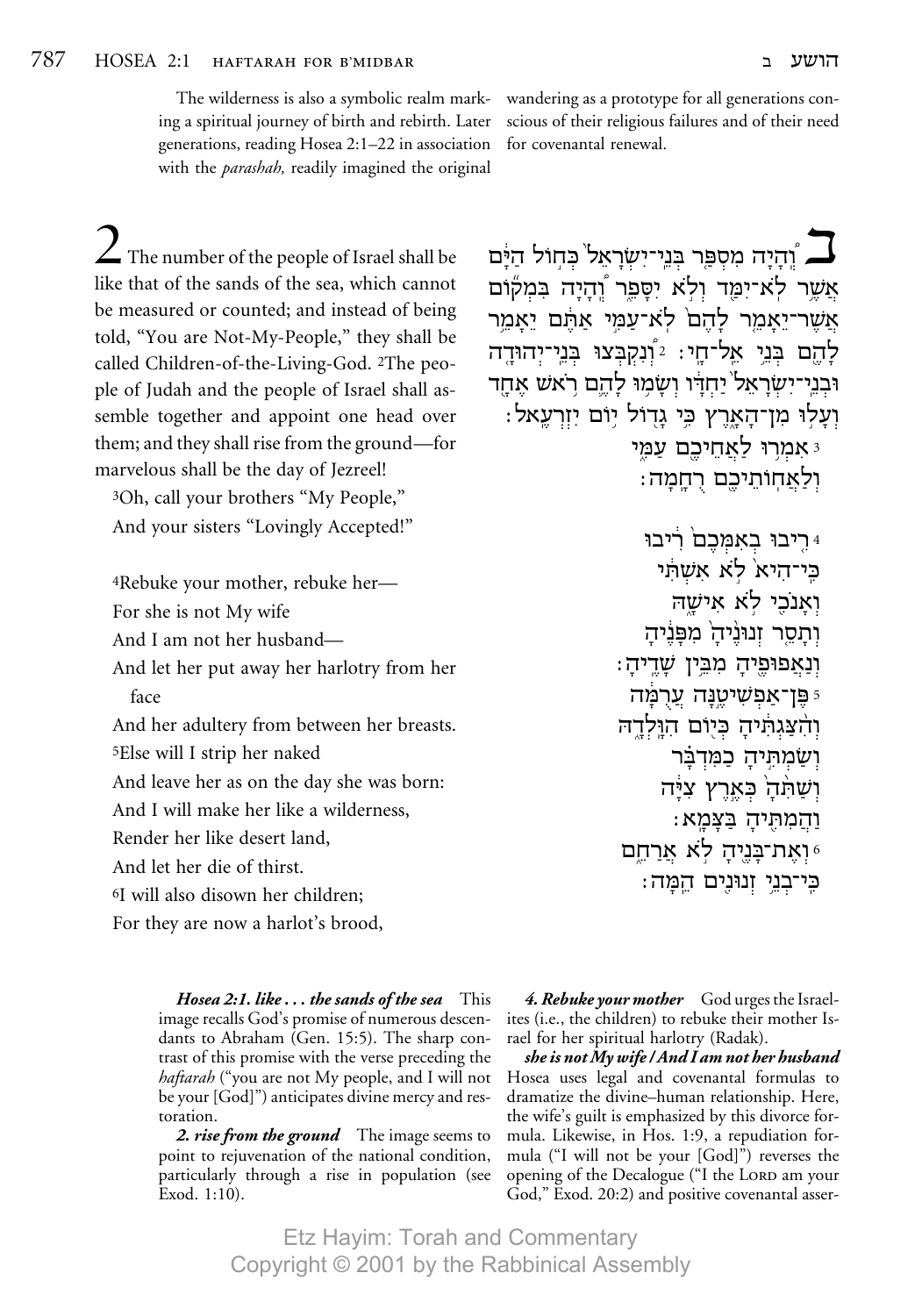The wilderness is also a symbolic realm marking a spiritual journey of birth and rebirth. Later generations, reading Hosea 2:1–22 in association with the *parashah,* readily imagined the original wandering as a prototype for all generations conscious of their religious failures and of their need for covenantal renewal.

**2** The number of the people of Israel shall be like that of the sands of the sea, which cannot be measured or counted; and instead of being told, "You are Not-My-People," they shall be called Children-of-the-Living-God. [2]The people of Judah and the people of Israel shall assemble together and appoint one head over them; and they shall rise from the ground—for marvelous shall be the day of Jezreel!

[3]Oh, call your brothers "My People,"
And your sisters "Lovingly Accepted!"

[4]Rebuke your mother, rebuke her—
For she is not My wife
And I am not her husband—
And let her put away her harlotry from her face
And her adultery from between her breasts.
[5]Else will I strip her naked
And leave her as on the day she was born:
And I will make her like a wilderness,
Render her like desert land,
And let her die of thirst.
[6]I will also disown her children;
For they are now a harlot's brood,

**ב** וְהָיָה מִסְפַּר בְּנֵי־יִשְׂרָאֵל כְּחוֹל הַיָּם אֲשֶׁר לֹא־יִמַּד וְלֹא יִסָּפֵר וְהָיָה בִּמְקוֹם אֲשֶׁר־יֵאָמֵר לָהֶם לֹא־עַמִּי אַתֶּם יֵאָמֵר לָהֶם בְּנֵי אֵל־חָי׃ [2] וְנִקְבְּצוּ בְּנֵי־יְהוּדָה וּבְנֵי־יִשְׂרָאֵל יַחְדָּו וְשָׂמוּ לָהֶם רֹאשׁ אֶחָד וְעָלוּ מִן־הָאָרֶץ כִּי גָדוֹל יוֹם יִזְרְעֶאל׃

[3] אִמְרוּ לַאֲחֵיכֶם עַמִּי
וְלַאֲחוֹתֵיכֶם רֻחָמָה׃

[4] רִיבוּ בְאִמְּכֶם רִיבוּ
כִּי־הִיא לֹא אִשְׁתִּי
וְאָנֹכִי לֹא אִישָׁהּ
וְתָסֵר זְנוּנֶיהָ מִפָּנֶיהָ
וְנַאֲפוּפֶיהָ מִבֵּין שָׁדֶיהָ׃
[5] פֶּן־אַפְשִׁיטֶנָּה עֲרֻמָּה
וְהִצַּגְתִּיהָ כְּיוֹם הִוָּלְדָהּ
וְשַׂמְתִּיהָ כַמִּדְבָּר
וְשַׁתִּהָ כְּאֶרֶץ צִיָּה
וַהֲמִתִּיהָ בַּצָּמָא׃
[6] וְאֶת־בָּנֶיהָ לֹא אֲרַחֵם
כִּי־בְנֵי זְנוּנִים הֵמָּה׃

***Hosea 2:1. like . . . the sands of the sea*** This image recalls God's promise of numerous descendants to Abraham (Gen. 15:5). The sharp contrast of this promise with the verse preceding the *haftarah* ("you are not My people, and I will not be your [God]") anticipates divine mercy and restoration.

***2. rise from the ground*** The image seems to point to rejuvenation of the national condition, particularly through a rise in population (see Exod. 1:10).

***4. Rebuke your mother*** God urges the Israelites (i.e., the children) to rebuke their mother Israel for her spiritual harlotry (Radak).

***she is not My wife / And I am not her husband*** Hosea uses legal and covenantal formulas to dramatize the divine–human relationship. Here, the wife's guilt is emphasized by this divorce formula. Likewise, in Hos. 1:9, a repudiation formula ("I will not be your [God]") reverses the opening of the Decalogue ("I the LORD am your God," Exod. 20:2) and positive covenantal asser-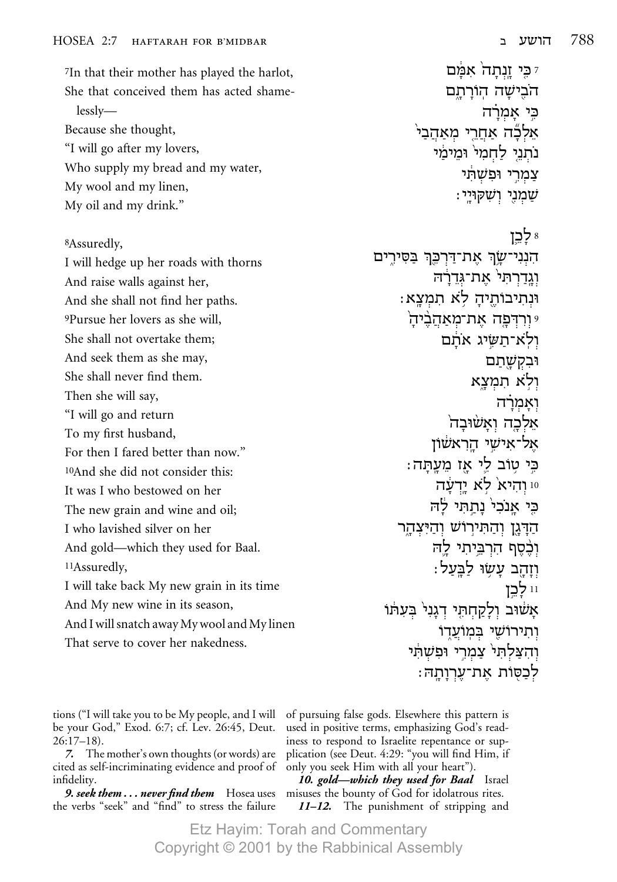7In that their mother has played the harlot,
She that conceived them has acted shamelessly—
Because she thought,
"I will go after my lovers,
Who supply my bread and my water,
My wool and my linen,
My oil and my drink."

8Assuredly,
I will hedge up her roads with thorns
And raise walls against her,
And she shall not find her paths.
9Pursue her lovers as she will,
She shall not overtake them;
And seek them as she may,
She shall never find them.
Then she will say,
"I will go and return
To my first husband,
For then I fared better than now."
10And she did not consider this:
It was I who bestowed on her
The new grain and wine and oil;
I who lavished silver on her
And gold—which they used for Baal.
11Assuredly,
I will take back My new grain in its time
And My new wine in its season,
And I will snatch away My wool and My linen
That serve to cover her nakedness.

7 כִּ֤י זָֽנְתָה֙ אִמָּ֔ם
הֹבִ֖ישָׁה הֽוֹרָתָ֑ם
כִּ֣י אָֽמְרָ֗ה
אֵֽלְכָ֞ה אַחֲרֵ֤י מְאַהֲבַי֙
נֹתְנֵ֤י לַחְמִי֙ וּמֵימַ֔י
צַמְרִ֣י וּפִשְׁתִּ֔י
שַׁמְנִ֖י וְשִׁקּוּיָֽי׃

8 לָכֵ֛ן
הִנְנִי־שָׂ֥ךְ אֶת־דַּרְכֵּ֖ךְ בַּסִּירִ֑ים
וְגָֽדַרְתִּי֙ אֶת־גְּדֵרָ֔הּ
וּנְתִיבוֹתֶ֖יהָ לֹ֥א תִמְצָֽא׃
9 וְרִדְּפָ֤ה אֶת־מְאַהֲבֶ֙יהָ֙
וְלֹֽא־תַשִּׂ֣יג אֹתָ֔ם
וּבִקְשָׁ֖תַם
וְלֹ֣א תִמְצָ֑א
וְאָֽמְרָ֗ה
אֵלְכָ֤ה וְאָשׁ֙וּבָה֙
אֶל־אִישִׁ֣י הָרִאשׁ֔וֹן
כִּ֣י ט֥וֹב לִ֛י אָ֖ז מֵעָֽתָּה׃
10 וְהִיא֙ לֹ֣א יָֽדְעָ֔ה
כִּ֤י אָֽנֹכִי֙ נָתַ֣תִּי לָ֔הּ
הַדָּגָ֖ן וְהַתִּיר֣וֹשׁ וְהַיִּצְהָ֑ר
וְכֶ֨סֶף הִרְבֵּ֥יתִי לָ֛הּ
וְזָהָ֖ב עָשׂ֥וּ לַבָּֽעַל׃
11 לָכֵ֣ן
אָשׁ֗וּב וְלָקַחְתִּ֤י דְגָנִי֙ בְּעִתּ֔וֹ
וְתִירוֹשִׁ֖י בְּמוֹעֲד֑וֹ
וְהִצַּלְתִּי֙ צַמְרִ֣י וּפִשְׁתִּ֔י
לְכַסּ֖וֹת אֶת־עֶרְוָתָֽהּ׃

tions ("I will take you to be My people, and I will be your God," Exod. 6:7; cf. Lev. 26:45, Deut. 26:17–18).

***7.*** The mother's own thoughts (or words) are cited as self-incriminating evidence and proof of infidelity.

***9. seek them . . . never find them*** Hosea uses the verbs "seek" and "find" to stress the failure of pursuing false gods. Elsewhere this pattern is used in positive terms, emphasizing God's readiness to respond to Israelite repentance or supplication (see Deut. 4:29: "you will find Him, if only you seek Him with all your heart").

***10. gold—which they used for Baal*** Israel misuses the bounty of God for idolatrous rites.

***11–12.*** The punishment of stripping and

Etz Hayim: Torah and Commentary
Copyright © 2001 by the Rabbinical Assembly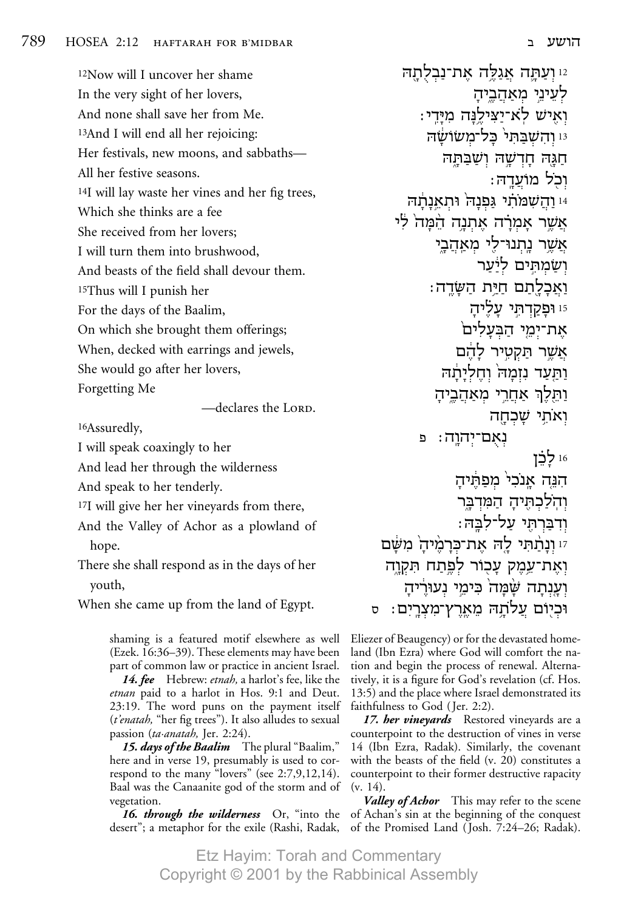[12]Now will I uncover her shame
In the very sight of her lovers,
And none shall save her from Me.
[13]And I will end all her rejoicing:
Her festivals, new moons, and sabbaths—
All her festive seasons.
[14]I will lay waste her vines and her fig trees,
Which she thinks are a fee
She received from her lovers;
I will turn them into brushwood,
And beasts of the field shall devour them.
[15]Thus will I punish her
For the days of the Baalim,
On which she brought them offerings;
When, decked with earrings and jewels,
She would go after her lovers,
Forgetting Me
—declares the LORD.

[16]Assuredly,
I will speak coaxingly to her
And lead her through the wilderness
And speak to her tenderly.
[17]I will give her her vineyards from there,
And the Valley of Achor as a plowland of hope.
There she shall respond as in the days of her youth,
When she came up from the land of Egypt.

12 וְעַתָּ֛ה אֲגַלֶּ֥ה אֶת־נַבְלֻתָ֖הּ
לְעֵינֵ֣י מְאַהֲבֶ֑יהָ
וְאִ֖ישׁ לֹא־יַצִּילֶ֥נָּה מִיָּדִֽי׃
13 וְהִשְׁבַּתִּי֙ כָּל־מְשׂוֹשָׂ֔הּ
חַגָּ֖הּ חָדְשָׁ֣הּ וְשַׁבַּתָּ֑הּ
וְכֹ֖ל מוֹעֲדָֽהּ׃
14 וַהֲשִׁמֹּתִ֗י גַּפְנָהּ֙ וּתְאֵ֣נָתָ֔הּ
אֲשֶׁ֣ר אָמְרָ֗ה אֶתְנָ֥ה הֵ֙מָּה֙ לִ֔י
אֲשֶׁ֥ר נָתְנוּ־לִ֖י מְאַהֲבָ֑י
וְשַׂמְתִּ֣ים לְיַ֔עַר
וַאֲכָלָ֖תַם חַיַּ֥ת הַשָּׂדֶֽה׃
15 וּפָקַדְתִּ֣י עָלֶ֗יהָ
אֶת־יְמֵ֤י הַבְּעָלִים֙
אֲשֶׁ֣ר תַּקְטִ֣יר לָהֶ֔ם
וַתַּ֤עַד נִזְמָהּ֙ וְחֶלְיָתָ֔הּ
וַתֵּ֖לֶךְ אַחֲרֵ֣י מְאַהֲבֶ֑יהָ
וְאֹתִ֥י שָׁכְחָ֖ה
נְאֻם־יְהוָֽה׃ פ
16 לָכֵ֗ן
הִנֵּ֤ה אָנֹכִי֙ מְפַתֶּ֔יהָ
וְהֹֽלַכְתִּ֖יהָ הַמִּדְבָּ֑ר
וְדִבַּרְתִּ֖י עַל־לִבָּֽהּ׃
17 וְנָתַ֨תִּי לָ֤הּ אֶת־כְּרָמֶ֙יהָ֙ מִשָּׁ֔ם
וְאֶת־עֵ֥מֶק עָכ֖וֹר לְפֶ֣תַח תִּקְוָ֑ה
וְעָ֤נְתָה שָּׁ֙מָּה֙ כִּימֵ֣י נְעוּרֶ֔יהָ
וּכְי֖וֹם עֲלֹתָ֥הּ מֵאֶֽרֶץ־מִצְרָֽיִם׃ ס

shaming is a featured motif elsewhere as well (Ezek. 16:36–39). These elements may have been part of common law or practice in ancient Israel.

***14. fee*** Hebrew: *etnah,* a harlot's fee, like the *etnan* paid to a harlot in Hos. 9:1 and Deut. 23:19. The word puns on the payment itself (*t'enatah,* "her fig trees"). It also alludes to sexual passion (*ta·anatah,* Jer. 2:24).

***15. days of the Baalim*** The plural "Baalim," here and in verse 19, presumably is used to correspond to the many "lovers" (see 2:7,9,12,14). Baal was the Canaanite god of the storm and of vegetation.

***16. through the wilderness*** Or, "into the desert"; a metaphor for the exile (Rashi, Radak, Eliezer of Beaugency) or for the devastated homeland (Ibn Ezra) where God will comfort the nation and begin the process of renewal. Alternatively, it is a figure for God's revelation (cf. Hos. 13:5) and the place where Israel demonstrated its faithfulness to God (Jer. 2:2).

***17. her vineyards*** Restored vineyards are a counterpoint to the destruction of vines in verse 14 (Ibn Ezra, Radak). Similarly, the covenant with the beasts of the field (v. 20) constitutes a counterpoint to their former destructive rapacity (v. 14).

***Valley of Achor*** This may refer to the scene of Achan's sin at the beginning of the conquest of the Promised Land (Josh. 7:24–26; Radak).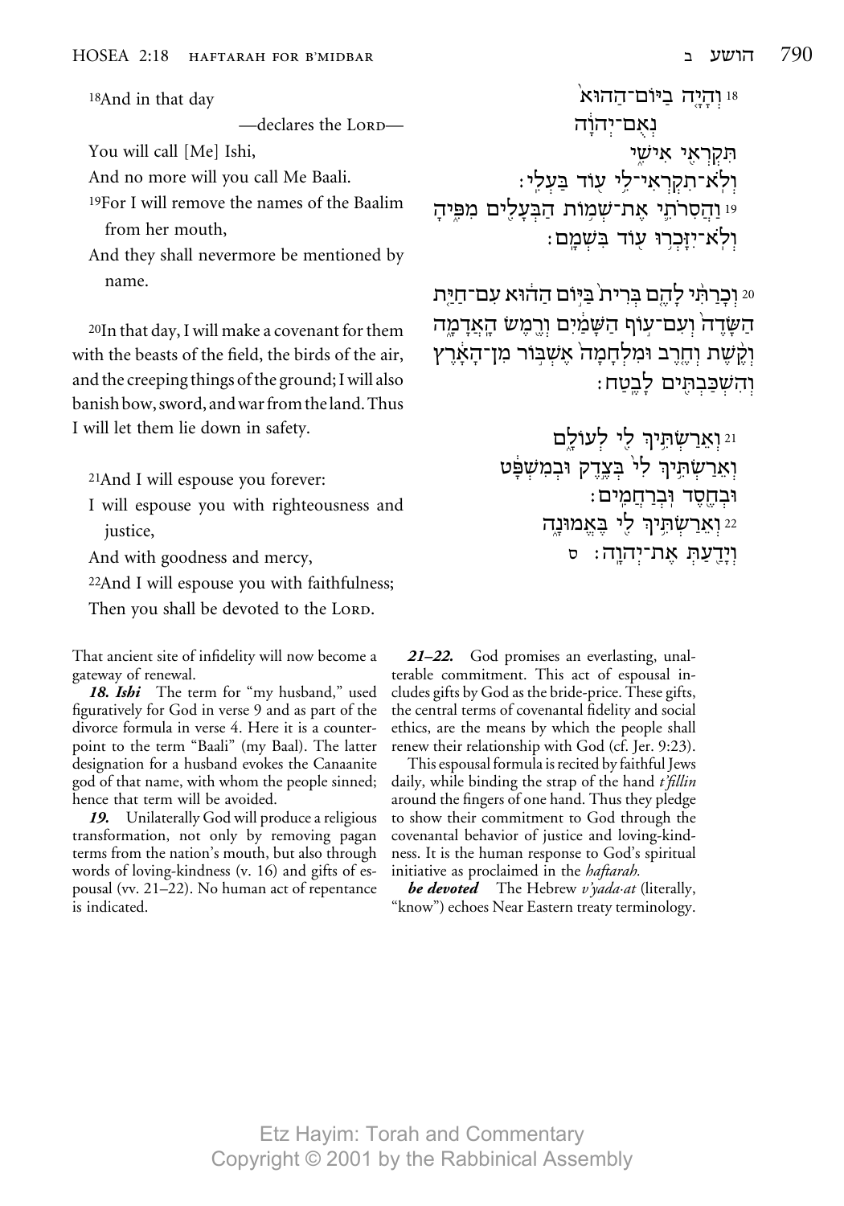[18]And in that day

—declares the LORD—

You will call [Me] Ishi,

And no more will you call Me Baali.

[19]For I will remove the names of the Baalim from her mouth,

And they shall nevermore be mentioned by name.

[20]In that day, I will make a covenant for them with the beasts of the field, the birds of the air, and the creeping things of the ground; I will also banish bow, sword, and war from the land. Thus I will let them lie down in safety.

[21]And I will espouse you forever:

I will espouse you with righteousness and justice,

And with goodness and mercy,

[22]And I will espouse you with faithfulness;

Then you shall be devoted to the LORD.

18 וְהָיָה בַיּוֹם־הַהוּא֙
נְאֻם־יְהוָ֔ה
תִּקְרְאִ֖י אִישִׁ֑י
וְלֹֽא־תִקְרְאִי־לִ֥י ע֖וֹד בַּעְלִֽי׃
19 וַהֲסִרֹתִ֛י אֶת־שְׁמ֥וֹת הַבְּעָלִ֖ים מִפִּ֑יהָ
וְלֹֽא־יִזָּכְר֥וּ ע֖וֹד בִּשְׁמָֽם׃

20 וְכָרַתִּ֨י לָהֶ֤ם בְּרִית֙ בַּיּ֣וֹם הַה֔וּא עִם־חַיַּ֤ת הַשָּׂדֶה֙ וְעִם־ע֣וֹף הַשָּׁמַ֔יִם וְרֶ֖מֶשׂ הָאֲדָמָ֑ה וְקֶ֨שֶׁת וְחֶ֤רֶב וּמִלְחָמָה֙ אֶשְׁבּ֣וֹר מִן־הָאָ֔רֶץ וְהִשְׁכַּבְתִּ֖ים לָבֶֽטַח׃

21 וְאֵרַשְׂתִּ֥יךְ לִ֖י לְעוֹלָ֑ם
וְאֵרַשְׂתִּ֥יךְ לִי֙ בְּצֶ֣דֶק וּבְמִשְׁפָּ֔ט
וּבְחֶ֖סֶד וּבְרַחֲמִֽים׃
22 וְאֵרַשְׂתִּ֥יךְ לִ֖י בֶּאֱמוּנָ֑ה
וְיָדַ֖עַתְּ אֶת־יְהוָֽה׃ ס

That ancient site of infidelity will now become a gateway of renewal.

***18. Ishi*** The term for "my husband," used figuratively for God in verse 9 and as part of the divorce formula in verse 4. Here it is a counterpoint to the term "Baali" (my Baal). The latter designation for a husband evokes the Canaanite god of that name, with whom the people sinned; hence that term will be avoided.

***19.*** Unilaterally God will produce a religious transformation, not only by removing pagan terms from the nation's mouth, but also through words of loving-kindness (v. 16) and gifts of espousal (vv. 21–22). No human act of repentance is indicated.

***21–22.*** God promises an everlasting, unalterable commitment. This act of espousal includes gifts by God as the bride-price. These gifts, the central terms of covenantal fidelity and social ethics, are the means by which the people shall renew their relationship with God (cf. Jer. 9:23).

This espousal formula is recited by faithful Jews daily, while binding the strap of the hand *t'fillin* around the fingers of one hand. Thus they pledge to show their commitment to God through the covenantal behavior of justice and loving-kindness. It is the human response to God's spiritual initiative as proclaimed in the *haftarah.*

***be devoted*** The Hebrew *v'yada·at* (literally, "know") echoes Near Eastern treaty terminology.

Etz Hayim: Torah and Commentary
Copyright © 2001 by the Rabbinical Assembly